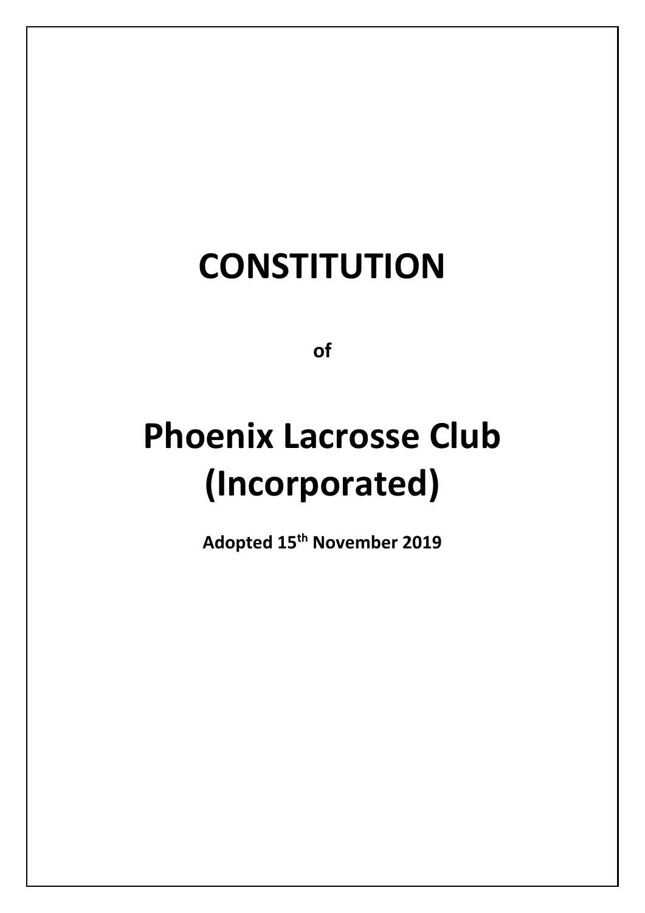# CONSTITUTION

**of**

# Phoenix Lacrosse Club (Incorporated)

**Adopted 15th November 2019**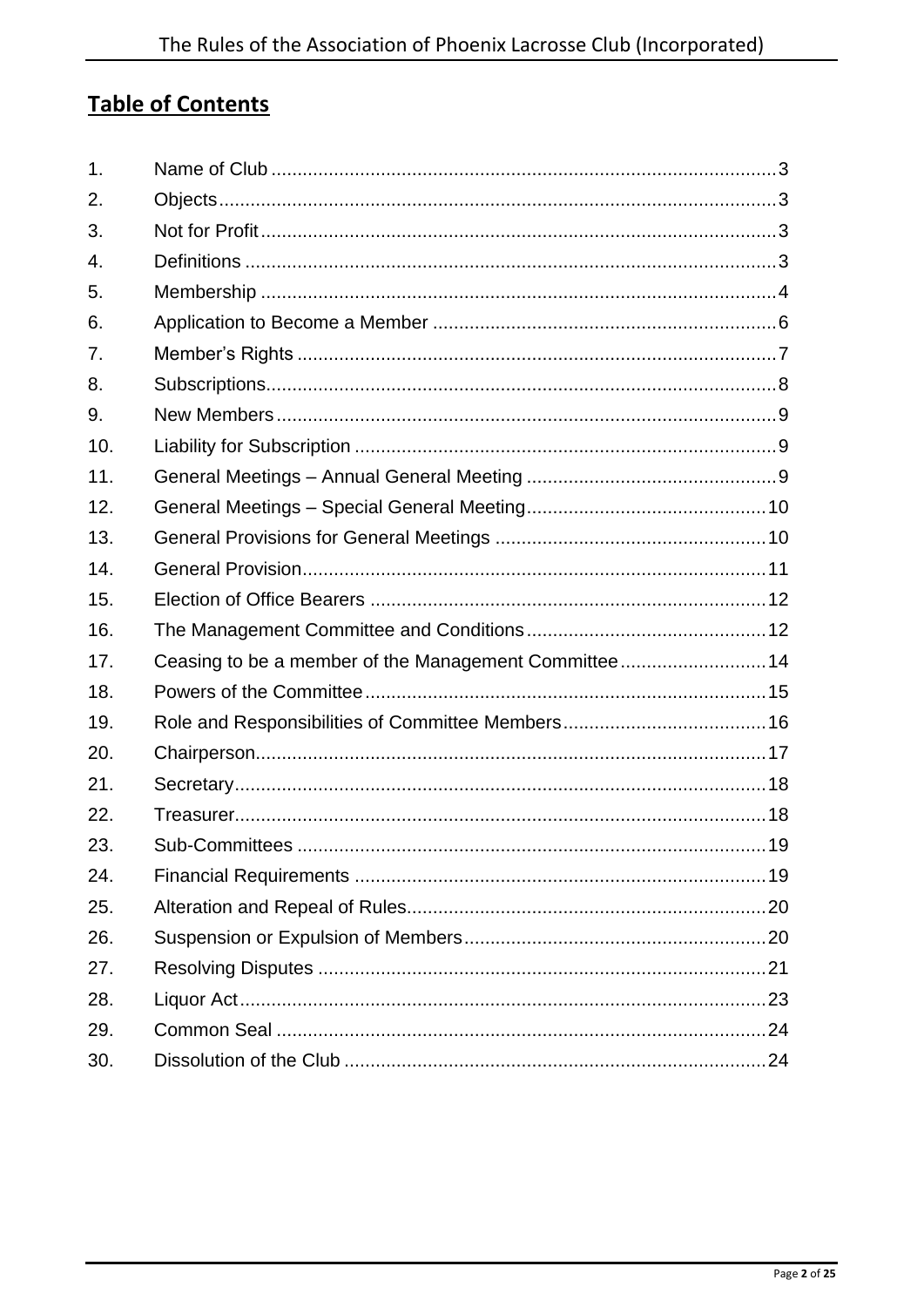## Table of Contents

| | | |
|---|---|---|
| 1. | Name of Club | 3 |
| 2. | Objects | 3 |
| 3. | Not for Profit | 3 |
| 4. | Definitions | 3 |
| 5. | Membership | 4 |
| 6. | Application to Become a Member | 6 |
| 7. | Member's Rights | 7 |
| 8. | Subscriptions | 8 |
| 9. | New Members | 9 |
| 10. | Liability for Subscription | 9 |
| 11. | General Meetings – Annual General Meeting | 9 |
| 12. | General Meetings – Special General Meeting | 10 |
| 13. | General Provisions for General Meetings | 10 |
| 14. | General Provision | 11 |
| 15. | Election of Office Bearers | 12 |
| 16. | The Management Committee and Conditions | 12 |
| 17. | Ceasing to be a member of the Management Committee | 14 |
| 18. | Powers of the Committee | 15 |
| 19. | Role and Responsibilities of Committee Members | 16 |
| 20. | Chairperson | 17 |
| 21. | Secretary | 18 |
| 22. | Treasurer | 18 |
| 23. | Sub-Committees | 19 |
| 24. | Financial Requirements | 19 |
| 25. | Alteration and Repeal of Rules | 20 |
| 26. | Suspension or Expulsion of Members | 20 |
| 27. | Resolving Disputes | 21 |
| 28. | Liquor Act | 23 |
| 29. | Common Seal | 24 |
| 30. | Dissolution of the Club | 24 |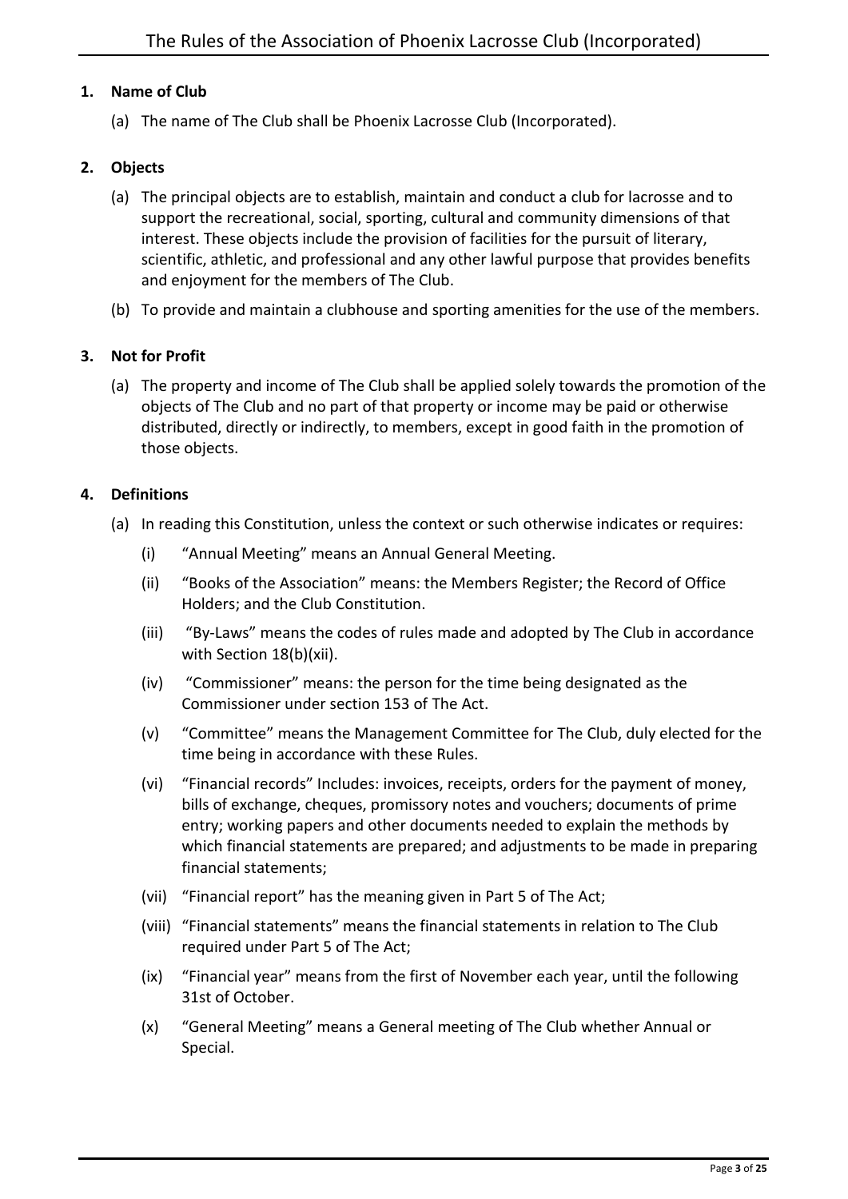1. **Name of Club**

   (a) The name of The Club shall be Phoenix Lacrosse Club (Incorporated).

2. **Objects**

   (a) The principal objects are to establish, maintain and conduct a club for lacrosse and to support the recreational, social, sporting, cultural and community dimensions of that interest. These objects include the provision of facilities for the pursuit of literary, scientific, athletic, and professional and any other lawful purpose that provides benefits and enjoyment for the members of The Club.

   (b) To provide and maintain a clubhouse and sporting amenities for the use of the members.

3. **Not for Profit**

   (a) The property and income of The Club shall be applied solely towards the promotion of the objects of The Club and no part of that property or income may be paid or otherwise distributed, directly or indirectly, to members, except in good faith in the promotion of those objects.

4. **Definitions**

   (a) In reading this Constitution, unless the context or such otherwise indicates or requires:

      (i) "Annual Meeting" means an Annual General Meeting.

      (ii) "Books of the Association" means: the Members Register; the Record of Office Holders; and the Club Constitution.

      (iii) "By-Laws" means the codes of rules made and adopted by The Club in accordance with Section 18(b)(xii).

      (iv) "Commissioner" means: the person for the time being designated as the Commissioner under section 153 of The Act.

      (v) "Committee" means the Management Committee for The Club, duly elected for the time being in accordance with these Rules.

      (vi) "Financial records" Includes: invoices, receipts, orders for the payment of money, bills of exchange, cheques, promissory notes and vouchers; documents of prime entry; working papers and other documents needed to explain the methods by which financial statements are prepared; and adjustments to be made in preparing financial statements;

      (vii) "Financial report" has the meaning given in Part 5 of The Act;

      (viii) "Financial statements" means the financial statements in relation to The Club required under Part 5 of The Act;

      (ix) "Financial year" means from the first of November each year, until the following 31st of October.

      (x) "General Meeting" means a General meeting of The Club whether Annual or Special.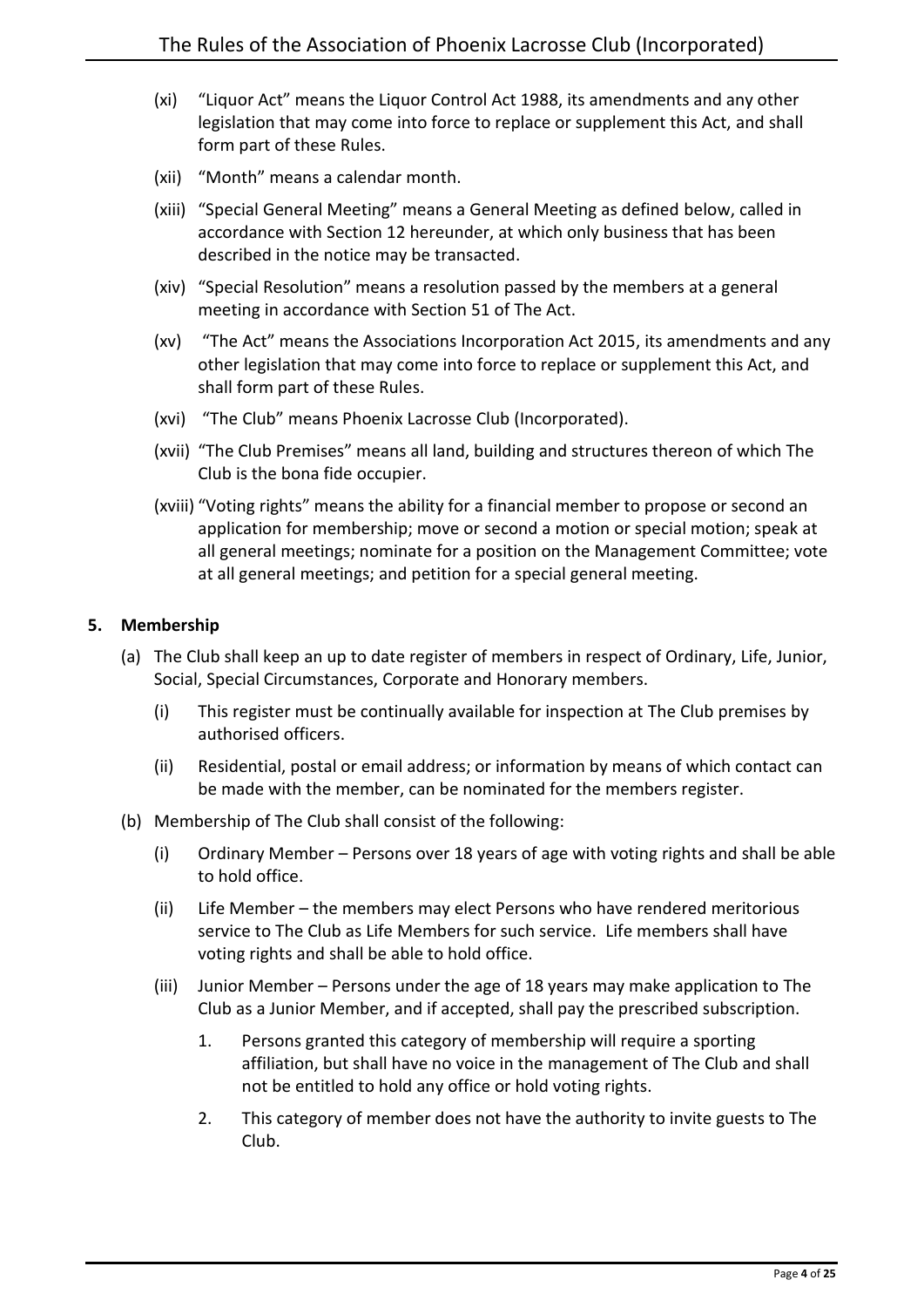- (xi) "Liquor Act" means the Liquor Control Act 1988, its amendments and any other legislation that may come into force to replace or supplement this Act, and shall form part of these Rules.
- (xii) "Month" means a calendar month.
- (xiii) "Special General Meeting" means a General Meeting as defined below, called in accordance with Section 12 hereunder, at which only business that has been described in the notice may be transacted.
- (xiv) "Special Resolution" means a resolution passed by the members at a general meeting in accordance with Section 51 of The Act.
- (xv) "The Act" means the Associations Incorporation Act 2015, its amendments and any other legislation that may come into force to replace or supplement this Act, and shall form part of these Rules.
- (xvi) "The Club" means Phoenix Lacrosse Club (Incorporated).
- (xvii) "The Club Premises" means all land, building and structures thereon of which The Club is the bona fide occupier.
- (xviii) "Voting rights" means the ability for a financial member to propose or second an application for membership; move or second a motion or special motion; speak at all general meetings; nominate for a position on the Management Committee; vote at all general meetings; and petition for a special general meeting.

**5. Membership**

(a) The Club shall keep an up to date register of members in respect of Ordinary, Life, Junior, Social, Special Circumstances, Corporate and Honorary members.

- (i) This register must be continually available for inspection at The Club premises by authorised officers.
- (ii) Residential, postal or email address; or information by means of which contact can be made with the member, can be nominated for the members register.

(b) Membership of The Club shall consist of the following:

- (i) Ordinary Member – Persons over 18 years of age with voting rights and shall be able to hold office.
- (ii) Life Member – the members may elect Persons who have rendered meritorious service to The Club as Life Members for such service. Life members shall have voting rights and shall be able to hold office.
- (iii) Junior Member – Persons under the age of 18 years may make application to The Club as a Junior Member, and if accepted, shall pay the prescribed subscription.
  1. Persons granted this category of membership will require a sporting affiliation, but shall have no voice in the management of The Club and shall not be entitled to hold any office or hold voting rights.
  2. This category of member does not have the authority to invite guests to The Club.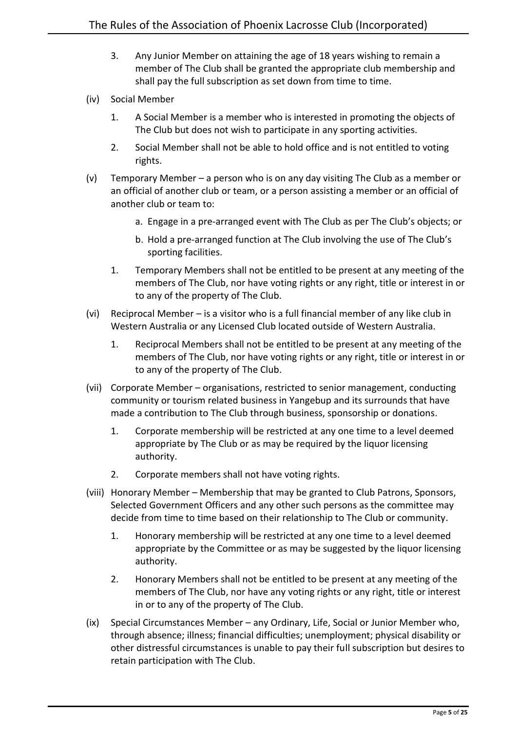3. Any Junior Member on attaining the age of 18 years wishing to remain a member of The Club shall be granted the appropriate club membership and shall pay the full subscription as set down from time to time.

(iv) Social Member

1. A Social Member is a member who is interested in promoting the objects of The Club but does not wish to participate in any sporting activities.
2. Social Member shall not be able to hold office and is not entitled to voting rights.

(v) Temporary Member – a person who is on any day visiting The Club as a member or an official of another club or team, or a person assisting a member or an official of another club or team to:

a. Engage in a pre-arranged event with The Club as per The Club's objects; or

b. Hold a pre-arranged function at The Club involving the use of The Club's sporting facilities.

1. Temporary Members shall not be entitled to be present at any meeting of the members of The Club, nor have voting rights or any right, title or interest in or to any of the property of The Club.

(vi) Reciprocal Member – is a visitor who is a full financial member of any like club in Western Australia or any Licensed Club located outside of Western Australia.

1. Reciprocal Members shall not be entitled to be present at any meeting of the members of The Club, nor have voting rights or any right, title or interest in or to any of the property of The Club.

(vii) Corporate Member – organisations, restricted to senior management, conducting community or tourism related business in Yangebup and its surrounds that have made a contribution to The Club through business, sponsorship or donations.

1. Corporate membership will be restricted at any one time to a level deemed appropriate by The Club or as may be required by the liquor licensing authority.
2. Corporate members shall not have voting rights.

(viii) Honorary Member – Membership that may be granted to Club Patrons, Sponsors, Selected Government Officers and any other such persons as the committee may decide from time to time based on their relationship to The Club or community.

1. Honorary membership will be restricted at any one time to a level deemed appropriate by the Committee or as may be suggested by the liquor licensing authority.
2. Honorary Members shall not be entitled to be present at any meeting of the members of The Club, nor have any voting rights or any right, title or interest in or to any of the property of The Club.

(ix) Special Circumstances Member – any Ordinary, Life, Social or Junior Member who, through absence; illness; financial difficulties; unemployment; physical disability or other distressful circumstances is unable to pay their full subscription but desires to retain participation with The Club.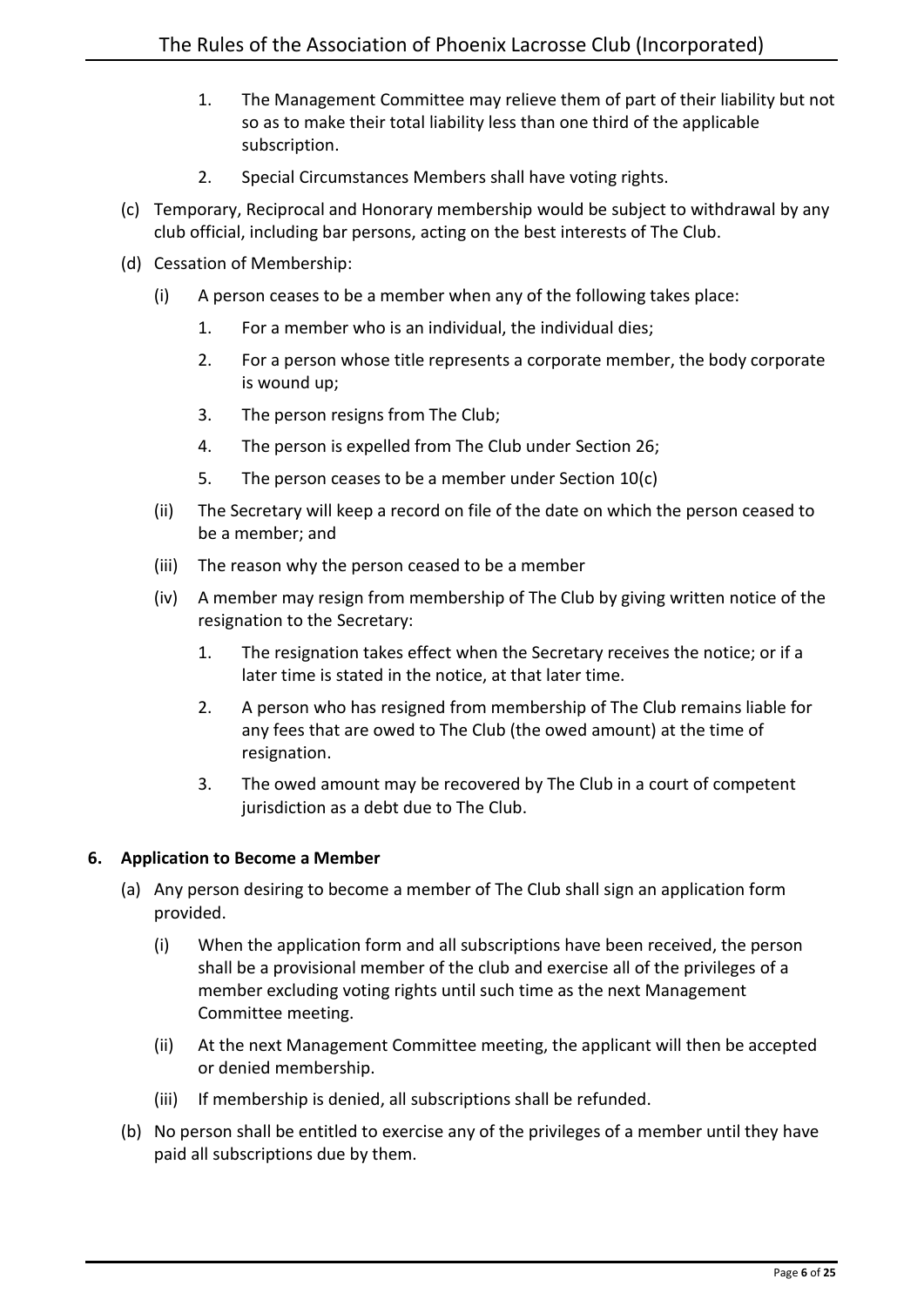1. The Management Committee may relieve them of part of their liability but not so as to make their total liability less than one third of the applicable subscription.
2. Special Circumstances Members shall have voting rights.

(c) Temporary, Reciprocal and Honorary membership would be subject to withdrawal by any club official, including bar persons, acting on the best interests of The Club.

(d) Cessation of Membership:

(i) A person ceases to be a member when any of the following takes place:

1. For a member who is an individual, the individual dies;
2. For a person whose title represents a corporate member, the body corporate is wound up;
3. The person resigns from The Club;
4. The person is expelled from The Club under Section 26;
5. The person ceases to be a member under Section 10(c)

(ii) The Secretary will keep a record on file of the date on which the person ceased to be a member; and

(iii) The reason why the person ceased to be a member

(iv) A member may resign from membership of The Club by giving written notice of the resignation to the Secretary:

1. The resignation takes effect when the Secretary receives the notice; or if a later time is stated in the notice, at that later time.
2. A person who has resigned from membership of The Club remains liable for any fees that are owed to The Club (the owed amount) at the time of resignation.
3. The owed amount may be recovered by The Club in a court of competent jurisdiction as a debt due to The Club.

### 6. Application to Become a Member

(a) Any person desiring to become a member of The Club shall sign an application form provided.

(i) When the application form and all subscriptions have been received, the person shall be a provisional member of the club and exercise all of the privileges of a member excluding voting rights until such time as the next Management Committee meeting.

(ii) At the next Management Committee meeting, the applicant will then be accepted or denied membership.

(iii) If membership is denied, all subscriptions shall be refunded.

(b) No person shall be entitled to exercise any of the privileges of a member until they have paid all subscriptions due by them.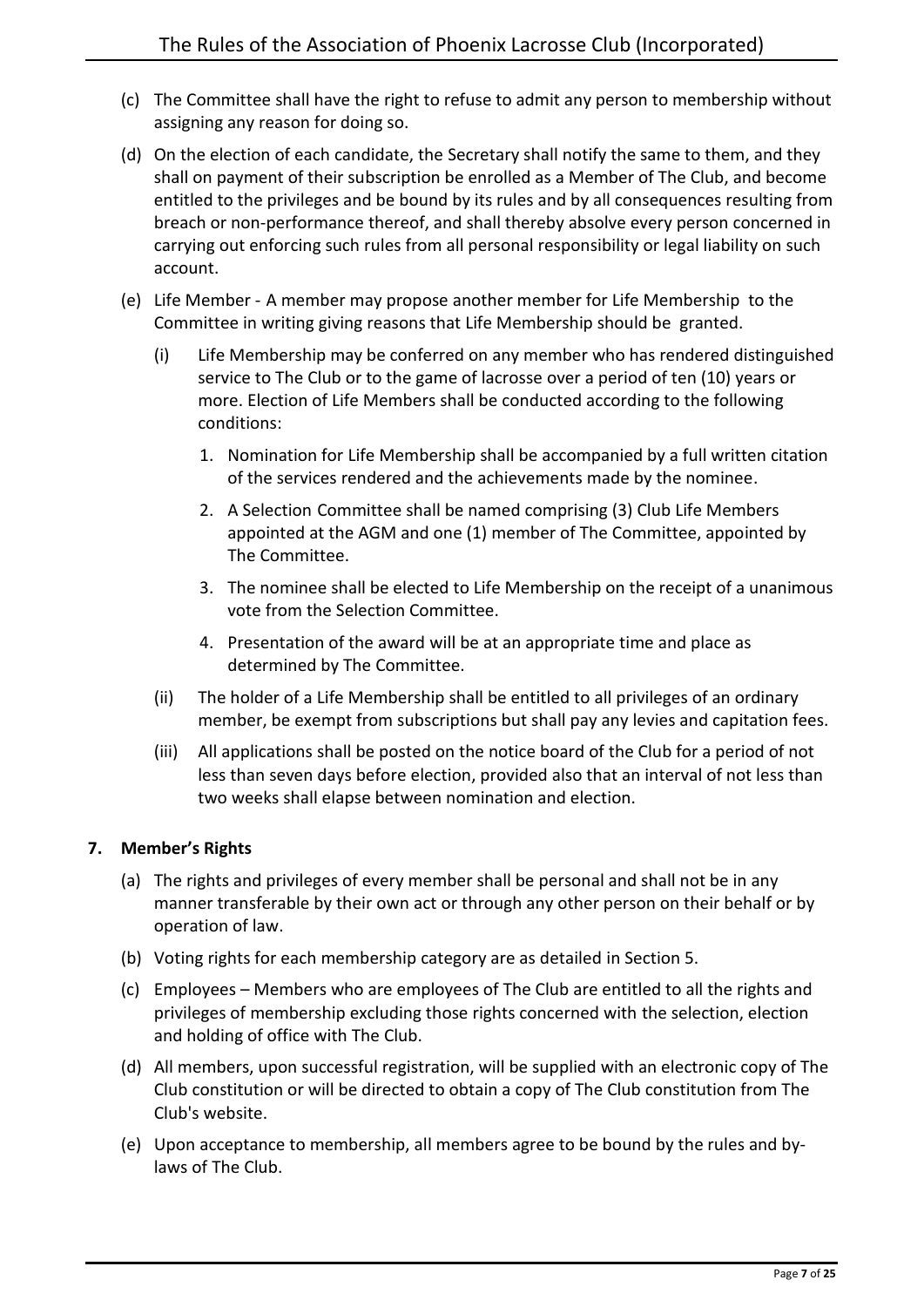(c) The Committee shall have the right to refuse to admit any person to membership without assigning any reason for doing so.

(d) On the election of each candidate, the Secretary shall notify the same to them, and they shall on payment of their subscription be enrolled as a Member of The Club, and become entitled to the privileges and be bound by its rules and by all consequences resulting from breach or non-performance thereof, and shall thereby absolve every person concerned in carrying out enforcing such rules from all personal responsibility or legal liability on such account.

(e) Life Member - A member may propose another member for Life Membership to the Committee in writing giving reasons that Life Membership should be granted.

   (i) Life Membership may be conferred on any member who has rendered distinguished service to The Club or to the game of lacrosse over a period of ten (10) years or more. Election of Life Members shall be conducted according to the following conditions:

      1. Nomination for Life Membership shall be accompanied by a full written citation of the services rendered and the achievements made by the nominee.

      2. A Selection Committee shall be named comprising (3) Club Life Members appointed at the AGM and one (1) member of The Committee, appointed by The Committee.

      3. The nominee shall be elected to Life Membership on the receipt of a unanimous vote from the Selection Committee.

      4. Presentation of the award will be at an appropriate time and place as determined by The Committee.

   (ii) The holder of a Life Membership shall be entitled to all privileges of an ordinary member, be exempt from subscriptions but shall pay any levies and capitation fees.

   (iii) All applications shall be posted on the notice board of the Club for a period of not less than seven days before election, provided also that an interval of not less than two weeks shall elapse between nomination and election.

## 7. Member's Rights

(a) The rights and privileges of every member shall be personal and shall not be in any manner transferable by their own act or through any other person on their behalf or by operation of law.

(b) Voting rights for each membership category are as detailed in Section 5.

(c) Employees – Members who are employees of The Club are entitled to all the rights and privileges of membership excluding those rights concerned with the selection, election and holding of office with The Club.

(d) All members, upon successful registration, will be supplied with an electronic copy of The Club constitution or will be directed to obtain a copy of The Club constitution from The Club's website.

(e) Upon acceptance to membership, all members agree to be bound by the rules and by-laws of The Club.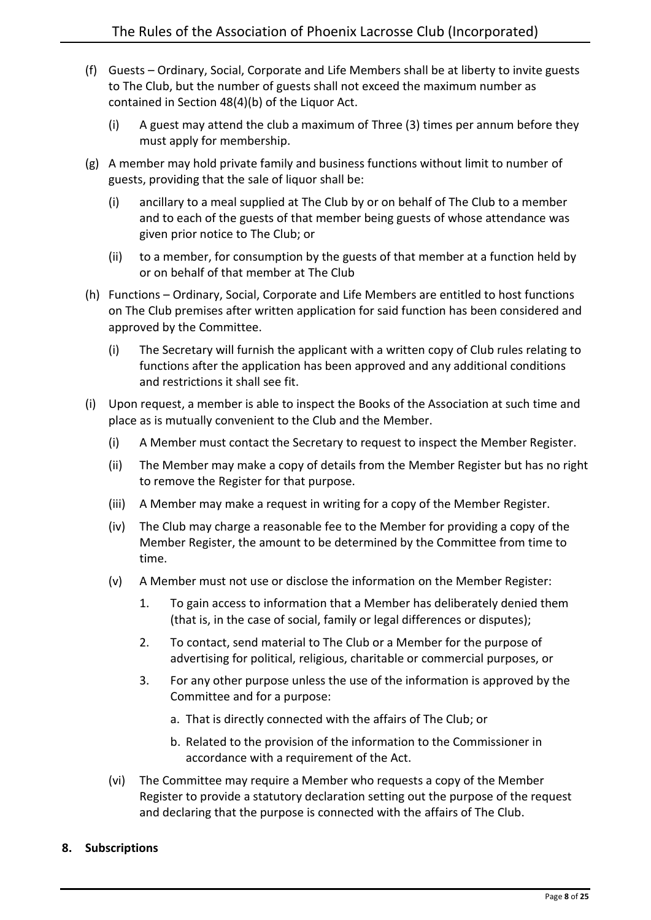(f) Guests – Ordinary, Social, Corporate and Life Members shall be at liberty to invite guests to The Club, but the number of guests shall not exceed the maximum number as contained in Section 48(4)(b) of the Liquor Act.

  (i) A guest may attend the club a maximum of Three (3) times per annum before they must apply for membership.

(g) A member may hold private family and business functions without limit to number of guests, providing that the sale of liquor shall be:

  (i) ancillary to a meal supplied at The Club by or on behalf of The Club to a member and to each of the guests of that member being guests of whose attendance was given prior notice to The Club; or

  (ii) to a member, for consumption by the guests of that member at a function held by or on behalf of that member at The Club

(h) Functions – Ordinary, Social, Corporate and Life Members are entitled to host functions on The Club premises after written application for said function has been considered and approved by the Committee.

  (i) The Secretary will furnish the applicant with a written copy of Club rules relating to functions after the application has been approved and any additional conditions and restrictions it shall see fit.

(i) Upon request, a member is able to inspect the Books of the Association at such time and place as is mutually convenient to the Club and the Member.

  (i) A Member must contact the Secretary to request to inspect the Member Register.

  (ii) The Member may make a copy of details from the Member Register but has no right to remove the Register for that purpose.

  (iii) A Member may make a request in writing for a copy of the Member Register.

  (iv) The Club may charge a reasonable fee to the Member for providing a copy of the Member Register, the amount to be determined by the Committee from time to time.

  (v) A Member must not use or disclose the information on the Member Register:

    1. To gain access to information that a Member has deliberately denied them (that is, in the case of social, family or legal differences or disputes);

    2. To contact, send material to The Club or a Member for the purpose of advertising for political, religious, charitable or commercial purposes, or

    3. For any other purpose unless the use of the information is approved by the Committee and for a purpose:

      a. That is directly connected with the affairs of The Club; or

      b. Related to the provision of the information to the Commissioner in accordance with a requirement of the Act.

  (vi) The Committee may require a Member who requests a copy of the Member Register to provide a statutory declaration setting out the purpose of the request and declaring that the purpose is connected with the affairs of The Club.

**8. Subscriptions**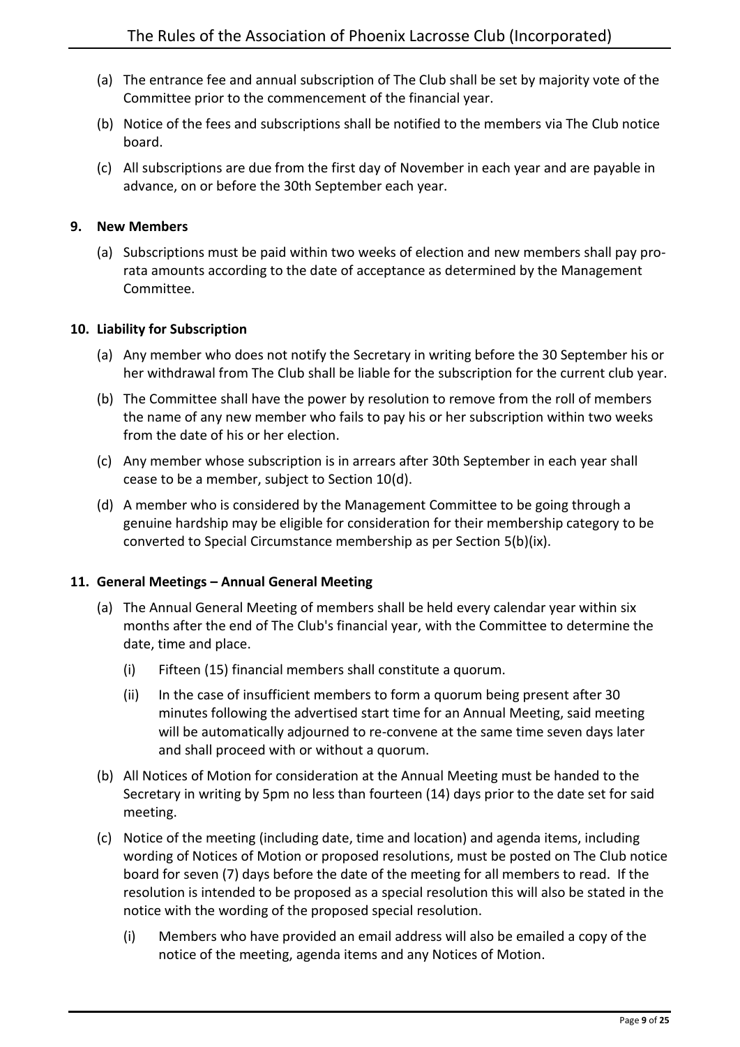(a) The entrance fee and annual subscription of The Club shall be set by majority vote of the Committee prior to the commencement of the financial year.

(b) Notice of the fees and subscriptions shall be notified to the members via The Club notice board.

(c) All subscriptions are due from the first day of November in each year and are payable in advance, on or before the 30th September each year.

## 9. New Members

(a) Subscriptions must be paid within two weeks of election and new members shall pay pro-rata amounts according to the date of acceptance as determined by the Management Committee.

## 10. Liability for Subscription

(a) Any member who does not notify the Secretary in writing before the 30 September his or her withdrawal from The Club shall be liable for the subscription for the current club year.

(b) The Committee shall have the power by resolution to remove from the roll of members the name of any new member who fails to pay his or her subscription within two weeks from the date of his or her election.

(c) Any member whose subscription is in arrears after 30th September in each year shall cease to be a member, subject to Section 10(d).

(d) A member who is considered by the Management Committee to be going through a genuine hardship may be eligible for consideration for their membership category to be converted to Special Circumstance membership as per Section 5(b)(ix).

## 11. General Meetings – Annual General Meeting

(a) The Annual General Meeting of members shall be held every calendar year within six months after the end of The Club's financial year, with the Committee to determine the date, time and place.

   (i) Fifteen (15) financial members shall constitute a quorum.

   (ii) In the case of insufficient members to form a quorum being present after 30 minutes following the advertised start time for an Annual Meeting, said meeting will be automatically adjourned to re-convene at the same time seven days later and shall proceed with or without a quorum.

(b) All Notices of Motion for consideration at the Annual Meeting must be handed to the Secretary in writing by 5pm no less than fourteen (14) days prior to the date set for said meeting.

(c) Notice of the meeting (including date, time and location) and agenda items, including wording of Notices of Motion or proposed resolutions, must be posted on The Club notice board for seven (7) days before the date of the meeting for all members to read. If the resolution is intended to be proposed as a special resolution this will also be stated in the notice with the wording of the proposed special resolution.

   (i) Members who have provided an email address will also be emailed a copy of the notice of the meeting, agenda items and any Notices of Motion.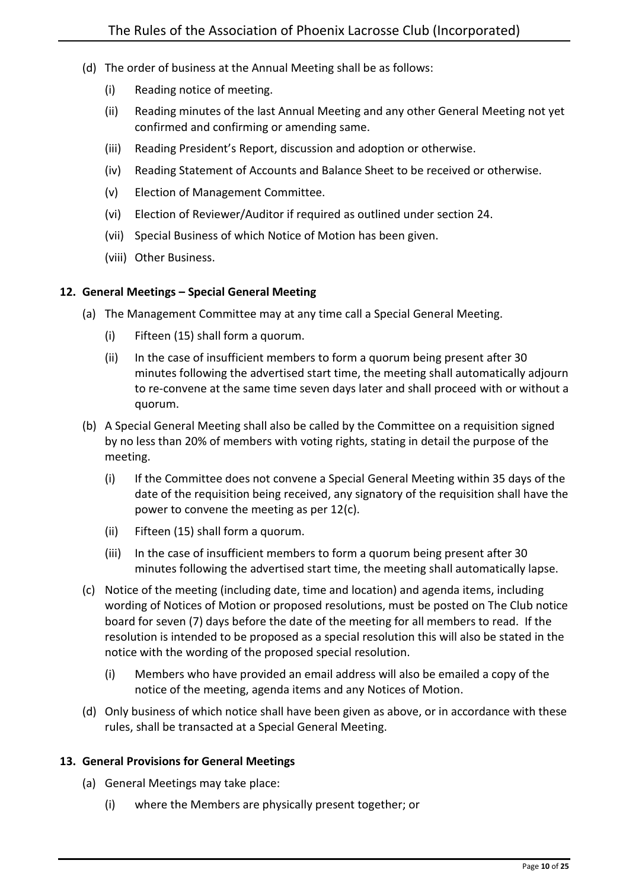(d) The order of business at the Annual Meeting shall be as follows:

   (i) Reading notice of meeting.

   (ii) Reading minutes of the last Annual Meeting and any other General Meeting not yet confirmed and confirming or amending same.

   (iii) Reading President's Report, discussion and adoption or otherwise.

   (iv) Reading Statement of Accounts and Balance Sheet to be received or otherwise.

   (v) Election of Management Committee.

   (vi) Election of Reviewer/Auditor if required as outlined under section 24.

   (vii) Special Business of which Notice of Motion has been given.

   (viii) Other Business.

**12. General Meetings – Special General Meeting**

(a) The Management Committee may at any time call a Special General Meeting.

   (i) Fifteen (15) shall form a quorum.

   (ii) In the case of insufficient members to form a quorum being present after 30 minutes following the advertised start time, the meeting shall automatically adjourn to re-convene at the same time seven days later and shall proceed with or without a quorum.

(b) A Special General Meeting shall also be called by the Committee on a requisition signed by no less than 20% of members with voting rights, stating in detail the purpose of the meeting.

   (i) If the Committee does not convene a Special General Meeting within 35 days of the date of the requisition being received, any signatory of the requisition shall have the power to convene the meeting as per 12(c).

   (ii) Fifteen (15) shall form a quorum.

   (iii) In the case of insufficient members to form a quorum being present after 30 minutes following the advertised start time, the meeting shall automatically lapse.

(c) Notice of the meeting (including date, time and location) and agenda items, including wording of Notices of Motion or proposed resolutions, must be posted on The Club notice board for seven (7) days before the date of the meeting for all members to read. If the resolution is intended to be proposed as a special resolution this will also be stated in the notice with the wording of the proposed special resolution.

   (i) Members who have provided an email address will also be emailed a copy of the notice of the meeting, agenda items and any Notices of Motion.

(d) Only business of which notice shall have been given as above, or in accordance with these rules, shall be transacted at a Special General Meeting.

**13. General Provisions for General Meetings**

(a) General Meetings may take place:

   (i) where the Members are physically present together; or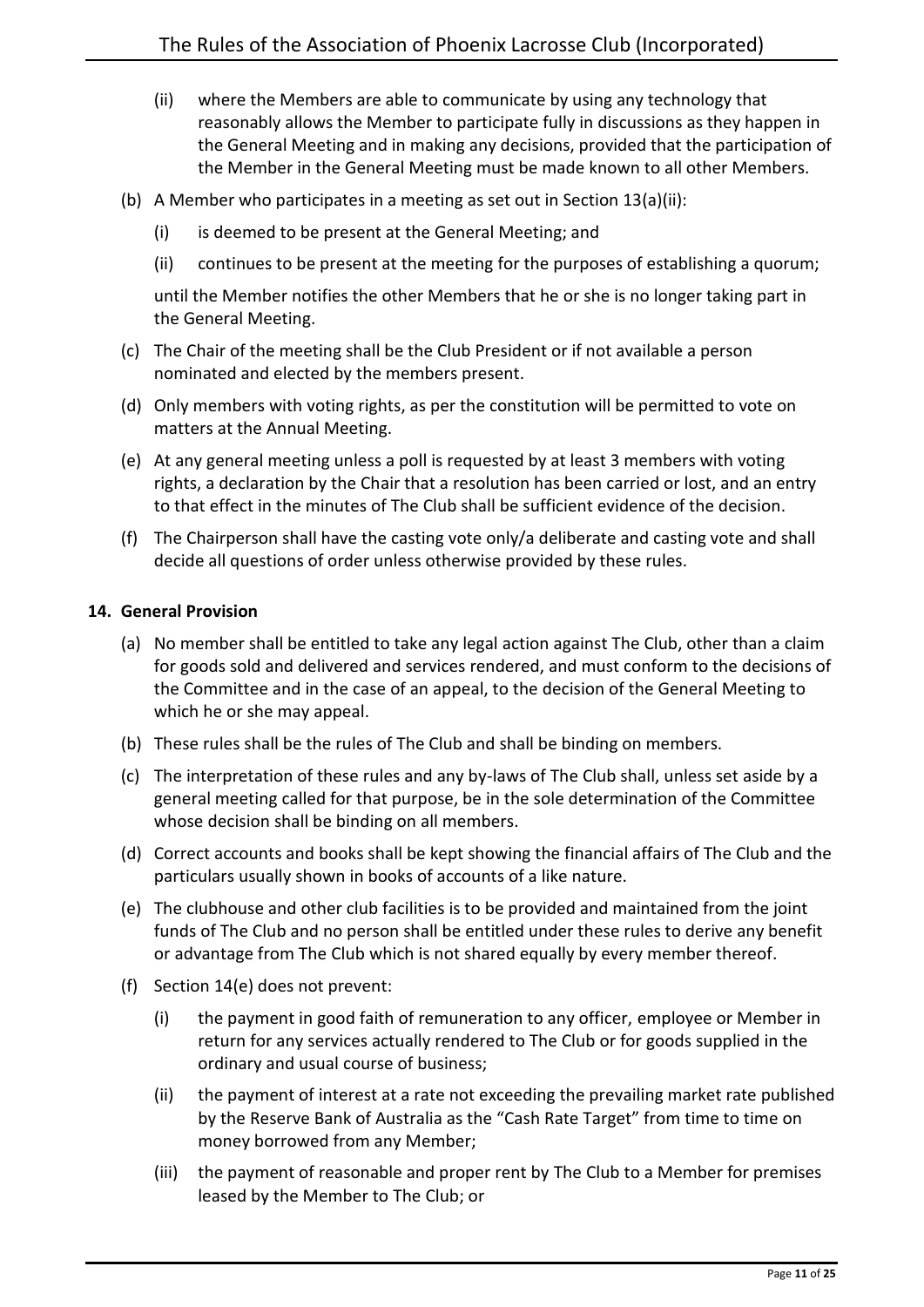(ii) where the Members are able to communicate by using any technology that reasonably allows the Member to participate fully in discussions as they happen in the General Meeting and in making any decisions, provided that the participation of the Member in the General Meeting must be made known to all other Members.

(b) A Member who participates in a meeting as set out in Section 13(a)(ii):

(i) is deemed to be present at the General Meeting; and

(ii) continues to be present at the meeting for the purposes of establishing a quorum;

until the Member notifies the other Members that he or she is no longer taking part in the General Meeting.

(c) The Chair of the meeting shall be the Club President or if not available a person nominated and elected by the members present.

(d) Only members with voting rights, as per the constitution will be permitted to vote on matters at the Annual Meeting.

(e) At any general meeting unless a poll is requested by at least 3 members with voting rights, a declaration by the Chair that a resolution has been carried or lost, and an entry to that effect in the minutes of The Club shall be sufficient evidence of the decision.

(f) The Chairperson shall have the casting vote only/a deliberate and casting vote and shall decide all questions of order unless otherwise provided by these rules.

**14. General Provision**

(a) No member shall be entitled to take any legal action against The Club, other than a claim for goods sold and delivered and services rendered, and must conform to the decisions of the Committee and in the case of an appeal, to the decision of the General Meeting to which he or she may appeal.

(b) These rules shall be the rules of The Club and shall be binding on members.

(c) The interpretation of these rules and any by-laws of The Club shall, unless set aside by a general meeting called for that purpose, be in the sole determination of the Committee whose decision shall be binding on all members.

(d) Correct accounts and books shall be kept showing the financial affairs of The Club and the particulars usually shown in books of accounts of a like nature.

(e) The clubhouse and other club facilities is to be provided and maintained from the joint funds of The Club and no person shall be entitled under these rules to derive any benefit or advantage from The Club which is not shared equally by every member thereof.

(f) Section 14(e) does not prevent:

(i) the payment in good faith of remuneration to any officer, employee or Member in return for any services actually rendered to The Club or for goods supplied in the ordinary and usual course of business;

(ii) the payment of interest at a rate not exceeding the prevailing market rate published by the Reserve Bank of Australia as the "Cash Rate Target" from time to time on money borrowed from any Member;

(iii) the payment of reasonable and proper rent by The Club to a Member for premises leased by the Member to The Club; or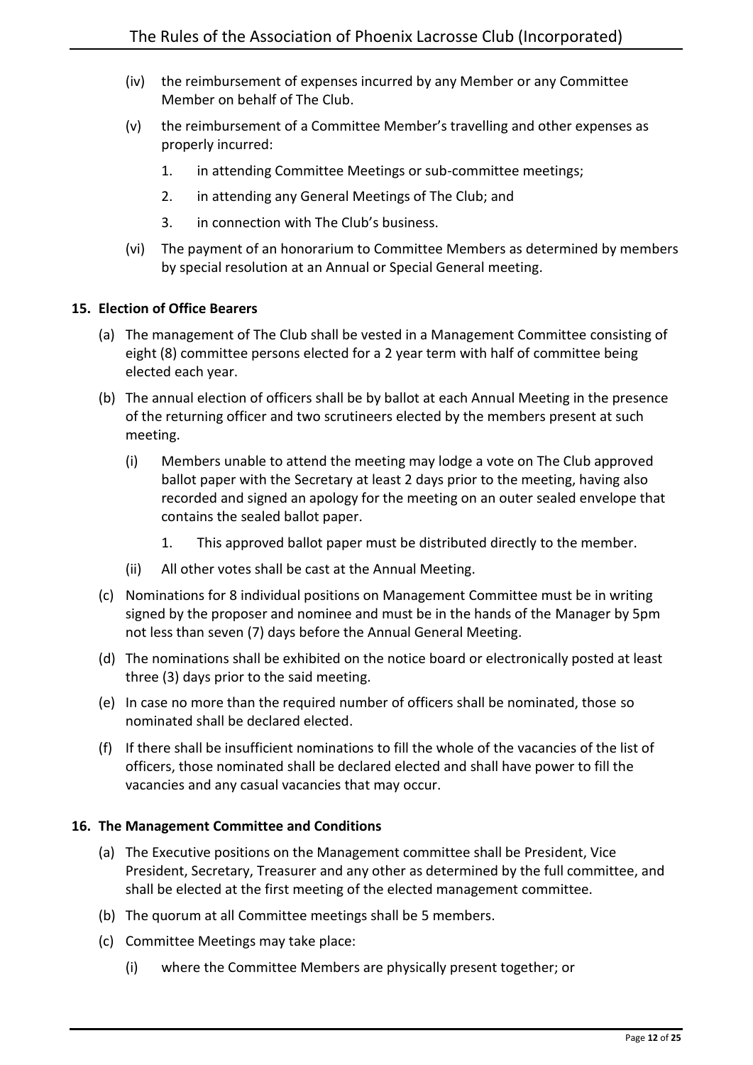- (iv) the reimbursement of expenses incurred by any Member or any Committee Member on behalf of The Club.
- (v) the reimbursement of a Committee Member's travelling and other expenses as properly incurred:
  1. in attending Committee Meetings or sub-committee meetings;
  2. in attending any General Meetings of The Club; and
  3. in connection with The Club's business.
- (vi) The payment of an honorarium to Committee Members as determined by members by special resolution at an Annual or Special General meeting.

**15. Election of Office Bearers**

- (a) The management of The Club shall be vested in a Management Committee consisting of eight (8) committee persons elected for a 2 year term with half of committee being elected each year.
- (b) The annual election of officers shall be by ballot at each Annual Meeting in the presence of the returning officer and two scrutineers elected by the members present at such meeting.
  - (i) Members unable to attend the meeting may lodge a vote on The Club approved ballot paper with the Secretary at least 2 days prior to the meeting, having also recorded and signed an apology for the meeting on an outer sealed envelope that contains the sealed ballot paper.
    1. This approved ballot paper must be distributed directly to the member.
  - (ii) All other votes shall be cast at the Annual Meeting.
- (c) Nominations for 8 individual positions on Management Committee must be in writing signed by the proposer and nominee and must be in the hands of the Manager by 5pm not less than seven (7) days before the Annual General Meeting.
- (d) The nominations shall be exhibited on the notice board or electronically posted at least three (3) days prior to the said meeting.
- (e) In case no more than the required number of officers shall be nominated, those so nominated shall be declared elected.
- (f) If there shall be insufficient nominations to fill the whole of the vacancies of the list of officers, those nominated shall be declared elected and shall have power to fill the vacancies and any casual vacancies that may occur.

**16. The Management Committee and Conditions**

- (a) The Executive positions on the Management committee shall be President, Vice President, Secretary, Treasurer and any other as determined by the full committee, and shall be elected at the first meeting of the elected management committee.
- (b) The quorum at all Committee meetings shall be 5 members.
- (c) Committee Meetings may take place:
  - (i) where the Committee Members are physically present together; or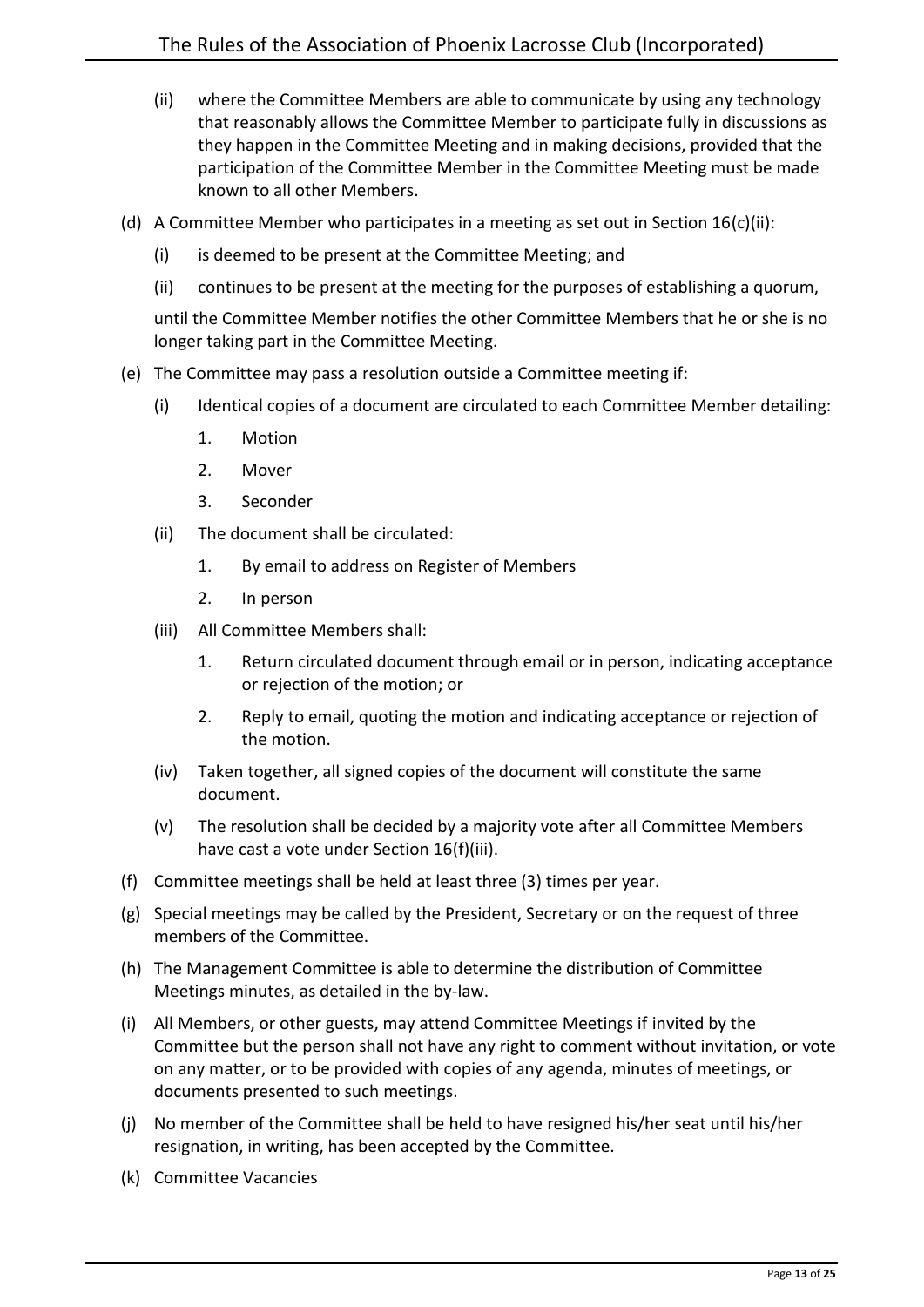(ii) where the Committee Members are able to communicate by using any technology that reasonably allows the Committee Member to participate fully in discussions as they happen in the Committee Meeting and in making decisions, provided that the participation of the Committee Member in the Committee Meeting must be made known to all other Members.

(d) A Committee Member who participates in a meeting as set out in Section 16(c)(ii):

   (i) is deemed to be present at the Committee Meeting; and

   (ii) continues to be present at the meeting for the purposes of establishing a quorum,

   until the Committee Member notifies the other Committee Members that he or she is no longer taking part in the Committee Meeting.

(e) The Committee may pass a resolution outside a Committee meeting if:

   (i) Identical copies of a document are circulated to each Committee Member detailing:

      1. Motion
      2. Mover
      3. Seconder

   (ii) The document shall be circulated:

      1. By email to address on Register of Members
      2. In person

   (iii) All Committee Members shall:

      1. Return circulated document through email or in person, indicating acceptance or rejection of the motion; or
      2. Reply to email, quoting the motion and indicating acceptance or rejection of the motion.

   (iv) Taken together, all signed copies of the document will constitute the same document.

   (v) The resolution shall be decided by a majority vote after all Committee Members have cast a vote under Section 16(f)(iii).

(f) Committee meetings shall be held at least three (3) times per year.

(g) Special meetings may be called by the President, Secretary or on the request of three members of the Committee.

(h) The Management Committee is able to determine the distribution of Committee Meetings minutes, as detailed in the by-law.

(i) All Members, or other guests, may attend Committee Meetings if invited by the Committee but the person shall not have any right to comment without invitation, or vote on any matter, or to be provided with copies of any agenda, minutes of meetings, or documents presented to such meetings.

(j) No member of the Committee shall be held to have resigned his/her seat until his/her resignation, in writing, has been accepted by the Committee.

(k) Committee Vacancies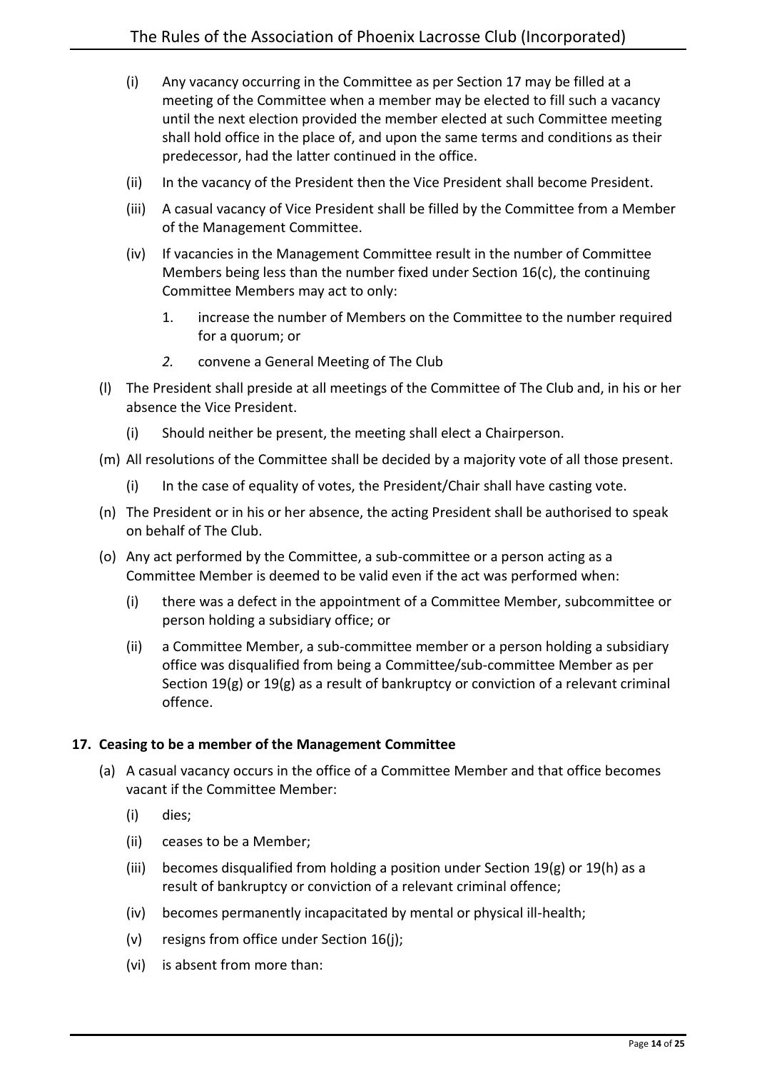(i) Any vacancy occurring in the Committee as per Section 17 may be filled at a meeting of the Committee when a member may be elected to fill such a vacancy until the next election provided the member elected at such Committee meeting shall hold office in the place of, and upon the same terms and conditions as their predecessor, had the latter continued in the office.

(ii) In the vacancy of the President then the Vice President shall become President.

(iii) A casual vacancy of Vice President shall be filled by the Committee from a Member of the Management Committee.

(iv) If vacancies in the Management Committee result in the number of Committee Members being less than the number fixed under Section 16(c), the continuing Committee Members may act to only:

1. increase the number of Members on the Committee to the number required for a quorum; or
2. *convene a General Meeting of The Club*

(l) The President shall preside at all meetings of the Committee of The Club and, in his or her absence the Vice President.

(i) Should neither be present, the meeting shall elect a Chairperson.

(m) All resolutions of the Committee shall be decided by a majority vote of all those present.

(i) In the case of equality of votes, the President/Chair shall have casting vote.

(n) The President or in his or her absence, the acting President shall be authorised to speak on behalf of The Club.

(o) Any act performed by the Committee, a sub-committee or a person acting as a Committee Member is deemed to be valid even if the act was performed when:

(i) there was a defect in the appointment of a Committee Member, subcommittee or person holding a subsidiary office; or

(ii) a Committee Member, a sub-committee member or a person holding a subsidiary office was disqualified from being a Committee/sub-committee Member as per Section 19(g) or 19(g) as a result of bankruptcy or conviction of a relevant criminal offence.

## 17. Ceasing to be a member of the Management Committee

(a) A casual vacancy occurs in the office of a Committee Member and that office becomes vacant if the Committee Member:

(i) dies;

(ii) ceases to be a Member;

(iii) becomes disqualified from holding a position under Section 19(g) or 19(h) as a result of bankruptcy or conviction of a relevant criminal offence;

(iv) becomes permanently incapacitated by mental or physical ill-health;

(v) resigns from office under Section 16(j);

(vi) is absent from more than: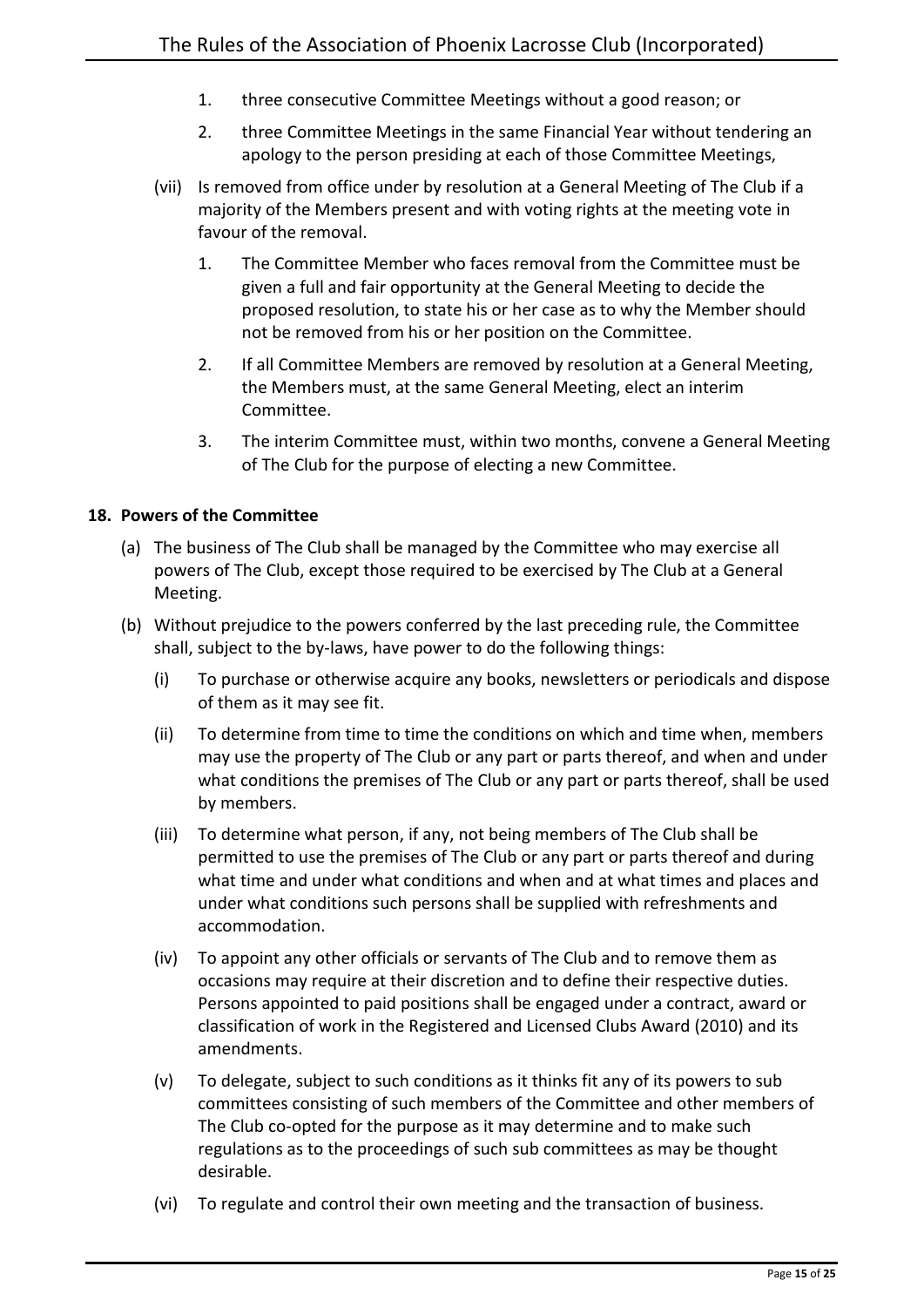1. three consecutive Committee Meetings without a good reason; or
2. three Committee Meetings in the same Financial Year without tendering an apology to the person presiding at each of those Committee Meetings,

(vii) Is removed from office under by resolution at a General Meeting of The Club if a majority of the Members present and with voting rights at the meeting vote in favour of the removal.

1. The Committee Member who faces removal from the Committee must be given a full and fair opportunity at the General Meeting to decide the proposed resolution, to state his or her case as to why the Member should not be removed from his or her position on the Committee.
2. If all Committee Members are removed by resolution at a General Meeting, the Members must, at the same General Meeting, elect an interim Committee.
3. The interim Committee must, within two months, convene a General Meeting of The Club for the purpose of electing a new Committee.

### 18. Powers of the Committee

(a) The business of The Club shall be managed by the Committee who may exercise all powers of The Club, except those required to be exercised by The Club at a General Meeting.

(b) Without prejudice to the powers conferred by the last preceding rule, the Committee shall, subject to the by-laws, have power to do the following things:

(i) To purchase or otherwise acquire any books, newsletters or periodicals and dispose of them as it may see fit.

(ii) To determine from time to time the conditions on which and time when, members may use the property of The Club or any part or parts thereof, and when and under what conditions the premises of The Club or any part or parts thereof, shall be used by members.

(iii) To determine what person, if any, not being members of The Club shall be permitted to use the premises of The Club or any part or parts thereof and during what time and under what conditions and when and at what times and places and under what conditions such persons shall be supplied with refreshments and accommodation.

(iv) To appoint any other officials or servants of The Club and to remove them as occasions may require at their discretion and to define their respective duties. Persons appointed to paid positions shall be engaged under a contract, award or classification of work in the Registered and Licensed Clubs Award (2010) and its amendments.

(v) To delegate, subject to such conditions as it thinks fit any of its powers to sub committees consisting of such members of the Committee and other members of The Club co-opted for the purpose as it may determine and to make such regulations as to the proceedings of such sub committees as may be thought desirable.

(vi) To regulate and control their own meeting and the transaction of business.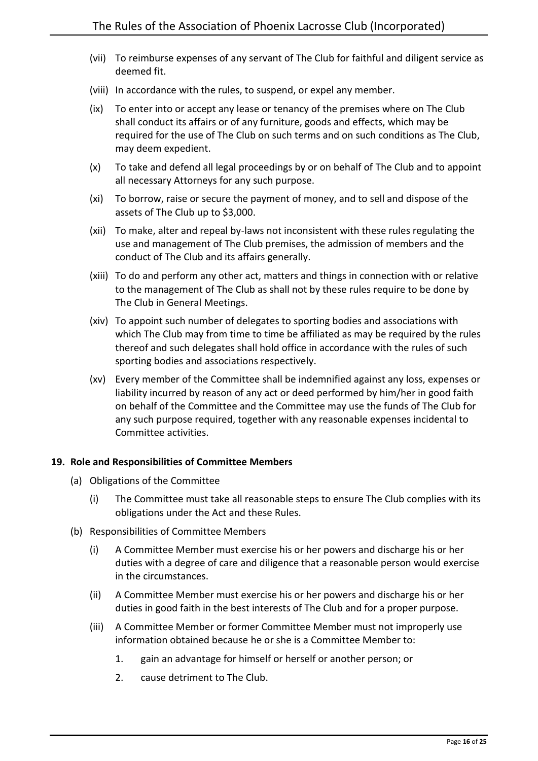(vii) To reimburse expenses of any servant of The Club for faithful and diligent service as deemed fit.

(viii) In accordance with the rules, to suspend, or expel any member.

(ix) To enter into or accept any lease or tenancy of the premises where on The Club shall conduct its affairs or of any furniture, goods and effects, which may be required for the use of The Club on such terms and on such conditions as The Club, may deem expedient.

(x) To take and defend all legal proceedings by or on behalf of The Club and to appoint all necessary Attorneys for any such purpose.

(xi) To borrow, raise or secure the payment of money, and to sell and dispose of the assets of The Club up to $3,000.

(xii) To make, alter and repeal by-laws not inconsistent with these rules regulating the use and management of The Club premises, the admission of members and the conduct of The Club and its affairs generally.

(xiii) To do and perform any other act, matters and things in connection with or relative to the management of The Club as shall not by these rules require to be done by The Club in General Meetings.

(xiv) To appoint such number of delegates to sporting bodies and associations with which The Club may from time to time be affiliated as may be required by the rules thereof and such delegates shall hold office in accordance with the rules of such sporting bodies and associations respectively.

(xv) Every member of the Committee shall be indemnified against any loss, expenses or liability incurred by reason of any act or deed performed by him/her in good faith on behalf of the Committee and the Committee may use the funds of The Club for any such purpose required, together with any reasonable expenses incidental to Committee activities.

**19. Role and Responsibilities of Committee Members**

(a) Obligations of the Committee

(i) The Committee must take all reasonable steps to ensure The Club complies with its obligations under the Act and these Rules.

(b) Responsibilities of Committee Members

(i) A Committee Member must exercise his or her powers and discharge his or her duties with a degree of care and diligence that a reasonable person would exercise in the circumstances.

(ii) A Committee Member must exercise his or her powers and discharge his or her duties in good faith in the best interests of The Club and for a proper purpose.

(iii) A Committee Member or former Committee Member must not improperly use information obtained because he or she is a Committee Member to:

1. gain an advantage for himself or herself or another person; or
2. cause detriment to The Club.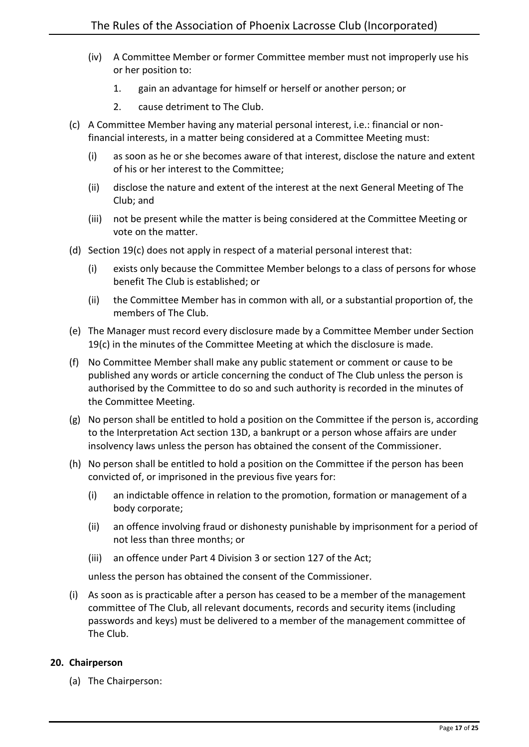(iv) A Committee Member or former Committee member must not improperly use his or her position to:

1. gain an advantage for himself or herself or another person; or
2. cause detriment to The Club.

(c) A Committee Member having any material personal interest, i.e.: financial or non-financial interests, in a matter being considered at a Committee Meeting must:

(i) as soon as he or she becomes aware of that interest, disclose the nature and extent of his or her interest to the Committee;

(ii) disclose the nature and extent of the interest at the next General Meeting of The Club; and

(iii) not be present while the matter is being considered at the Committee Meeting or vote on the matter.

(d) Section 19(c) does not apply in respect of a material personal interest that:

(i) exists only because the Committee Member belongs to a class of persons for whose benefit The Club is established; or

(ii) the Committee Member has in common with all, or a substantial proportion of, the members of The Club.

(e) The Manager must record every disclosure made by a Committee Member under Section 19(c) in the minutes of the Committee Meeting at which the disclosure is made.

(f) No Committee Member shall make any public statement or comment or cause to be published any words or article concerning the conduct of The Club unless the person is authorised by the Committee to do so and such authority is recorded in the minutes of the Committee Meeting.

(g) No person shall be entitled to hold a position on the Committee if the person is, according to the Interpretation Act section 13D, a bankrupt or a person whose affairs are under insolvency laws unless the person has obtained the consent of the Commissioner.

(h) No person shall be entitled to hold a position on the Committee if the person has been convicted of, or imprisoned in the previous five years for:

(i) an indictable offence in relation to the promotion, formation or management of a body corporate;

(ii) an offence involving fraud or dishonesty punishable by imprisonment for a period of not less than three months; or

(iii) an offence under Part 4 Division 3 or section 127 of the Act;

unless the person has obtained the consent of the Commissioner.

(i) As soon as is practicable after a person has ceased to be a member of the management committee of The Club, all relevant documents, records and security items (including passwords and keys) must be delivered to a member of the management committee of The Club.

## 20. Chairperson

(a) The Chairperson: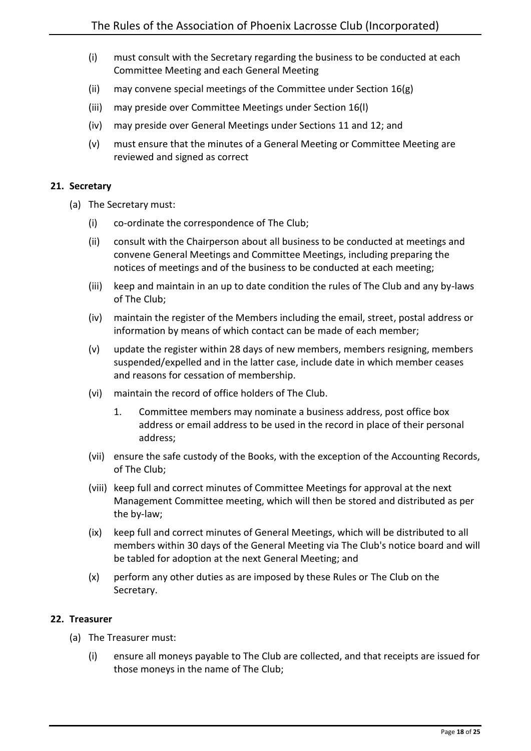- (i) must consult with the Secretary regarding the business to be conducted at each Committee Meeting and each General Meeting
- (ii) may convene special meetings of the Committee under Section 16(g)
- (iii) may preside over Committee Meetings under Section 16(l)
- (iv) may preside over General Meetings under Sections 11 and 12; and
- (v) must ensure that the minutes of a General Meeting or Committee Meeting are reviewed and signed as correct

## 21. Secretary

(a) The Secretary must:

- (i) co-ordinate the correspondence of The Club;
- (ii) consult with the Chairperson about all business to be conducted at meetings and convene General Meetings and Committee Meetings, including preparing the notices of meetings and of the business to be conducted at each meeting;
- (iii) keep and maintain in an up to date condition the rules of The Club and any by-laws of The Club;
- (iv) maintain the register of the Members including the email, street, postal address or information by means of which contact can be made of each member;
- (v) update the register within 28 days of new members, members resigning, members suspended/expelled and in the latter case, include date in which member ceases and reasons for cessation of membership.
- (vi) maintain the record of office holders of The Club.
  1. Committee members may nominate a business address, post office box address or email address to be used in the record in place of their personal address;
- (vii) ensure the safe custody of the Books, with the exception of the Accounting Records, of The Club;
- (viii) keep full and correct minutes of Committee Meetings for approval at the next Management Committee meeting, which will then be stored and distributed as per the by-law;
- (ix) keep full and correct minutes of General Meetings, which will be distributed to all members within 30 days of the General Meeting via The Club's notice board and will be tabled for adoption at the next General Meeting; and
- (x) perform any other duties as are imposed by these Rules or The Club on the Secretary.

## 22. Treasurer

(a) The Treasurer must:

- (i) ensure all moneys payable to The Club are collected, and that receipts are issued for those moneys in the name of The Club;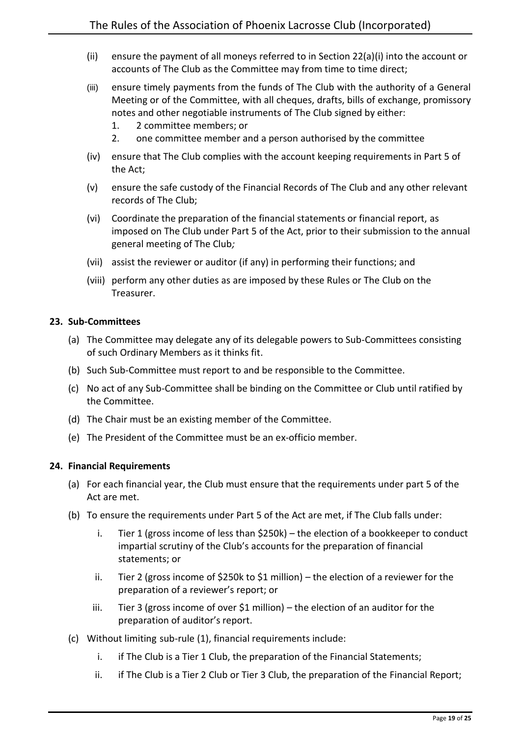(ii) ensure the payment of all moneys referred to in Section 22(a)(i) into the account or accounts of The Club as the Committee may from time to time direct;

(iii) ensure timely payments from the funds of The Club with the authority of a General Meeting or of the Committee, with all cheques, drafts, bills of exchange, promissory notes and other negotiable instruments of The Club signed by either:

1. 2 committee members; or
2. one committee member and a person authorised by the committee

(iv) ensure that The Club complies with the account keeping requirements in Part 5 of the Act;

(v) ensure the safe custody of the Financial Records of The Club and any other relevant records of The Club;

(vi) Coordinate the preparation of the financial statements or financial report, as imposed on The Club under Part 5 of the Act, prior to their submission to the annual general meeting of The Club*;*

(vii) assist the reviewer or auditor (if any) in performing their functions; and

(viii) perform any other duties as are imposed by these Rules or The Club on the Treasurer.

**23. Sub-Committees**

(a) The Committee may delegate any of its delegable powers to Sub-Committees consisting of such Ordinary Members as it thinks fit.

(b) Such Sub-Committee must report to and be responsible to the Committee.

(c) No act of any Sub-Committee shall be binding on the Committee or Club until ratified by the Committee.

(d) The Chair must be an existing member of the Committee.

(e) The President of the Committee must be an ex-officio member.

**24. Financial Requirements**

(a) For each financial year, the Club must ensure that the requirements under part 5 of the Act are met.

(b) To ensure the requirements under Part 5 of the Act are met, if The Club falls under:

i. Tier 1 (gross income of less than $250k) – the election of a bookkeeper to conduct impartial scrutiny of the Club's accounts for the preparation of financial statements; or

ii. Tier 2 (gross income of $250k to $1 million) – the election of a reviewer for the preparation of a reviewer's report; or

iii. Tier 3 (gross income of over $1 million) – the election of an auditor for the preparation of auditor's report.

(c) Without limiting sub-rule (1), financial requirements include:

i. if The Club is a Tier 1 Club, the preparation of the Financial Statements;

ii. if The Club is a Tier 2 Club or Tier 3 Club, the preparation of the Financial Report;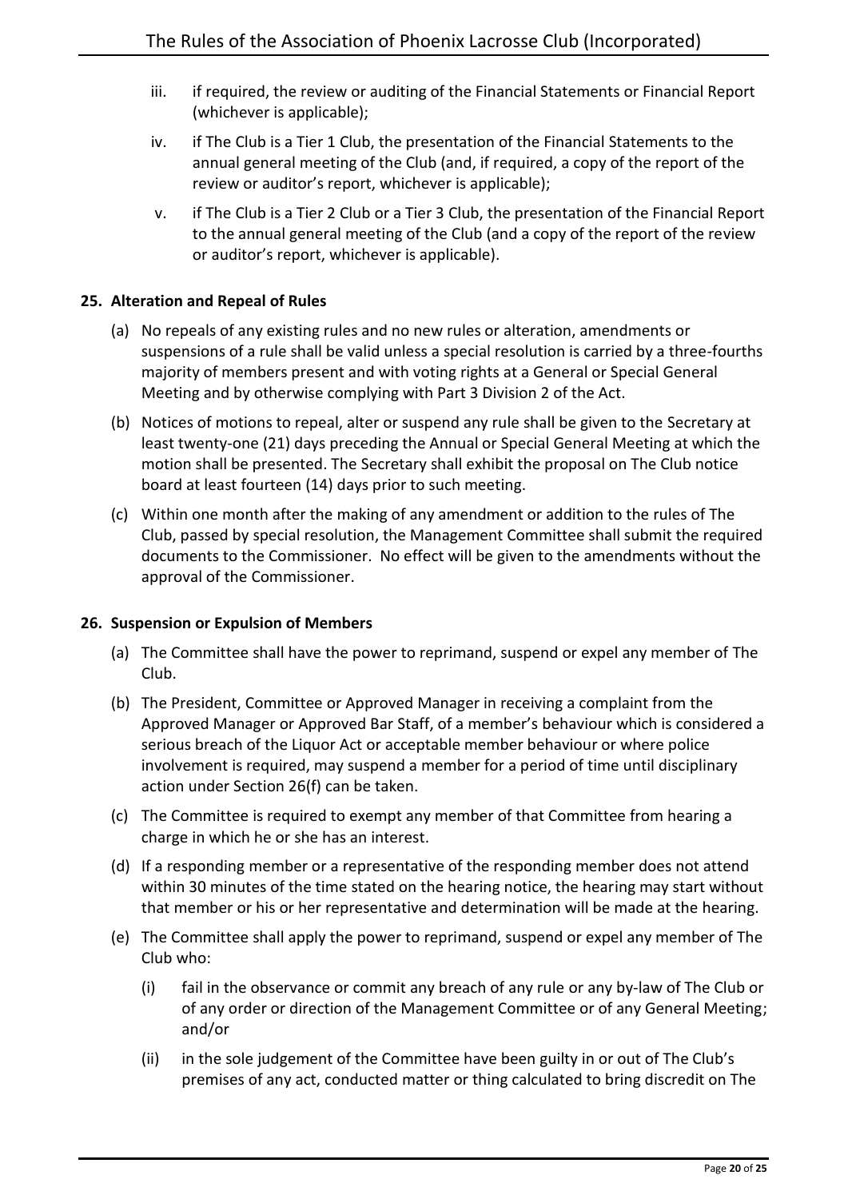iii. if required, the review or auditing of the Financial Statements or Financial Report (whichever is applicable);

iv. if The Club is a Tier 1 Club, the presentation of the Financial Statements to the annual general meeting of the Club (and, if required, a copy of the report of the review or auditor's report, whichever is applicable);

v. if The Club is a Tier 2 Club or a Tier 3 Club, the presentation of the Financial Report to the annual general meeting of the Club (and a copy of the report of the review or auditor's report, whichever is applicable).

### 25. Alteration and Repeal of Rules

(a) No repeals of any existing rules and no new rules or alteration, amendments or suspensions of a rule shall be valid unless a special resolution is carried by a three-fourths majority of members present and with voting rights at a General or Special General Meeting and by otherwise complying with Part 3 Division 2 of the Act.

(b) Notices of motions to repeal, alter or suspend any rule shall be given to the Secretary at least twenty-one (21) days preceding the Annual or Special General Meeting at which the motion shall be presented. The Secretary shall exhibit the proposal on The Club notice board at least fourteen (14) days prior to such meeting.

(c) Within one month after the making of any amendment or addition to the rules of The Club, passed by special resolution, the Management Committee shall submit the required documents to the Commissioner. No effect will be given to the amendments without the approval of the Commissioner.

### 26. Suspension or Expulsion of Members

(a) The Committee shall have the power to reprimand, suspend or expel any member of The Club.

(b) The President, Committee or Approved Manager in receiving a complaint from the Approved Manager or Approved Bar Staff, of a member's behaviour which is considered a serious breach of the Liquor Act or acceptable member behaviour or where police involvement is required, may suspend a member for a period of time until disciplinary action under Section 26(f) can be taken.

(c) The Committee is required to exempt any member of that Committee from hearing a charge in which he or she has an interest.

(d) If a responding member or a representative of the responding member does not attend within 30 minutes of the time stated on the hearing notice, the hearing may start without that member or his or her representative and determination will be made at the hearing.

(e) The Committee shall apply the power to reprimand, suspend or expel any member of The Club who:

(i) fail in the observance or commit any breach of any rule or any by-law of The Club or of any order or direction of the Management Committee or of any General Meeting; and/or

(ii) in the sole judgement of the Committee have been guilty in or out of The Club's premises of any act, conducted matter or thing calculated to bring discredit on The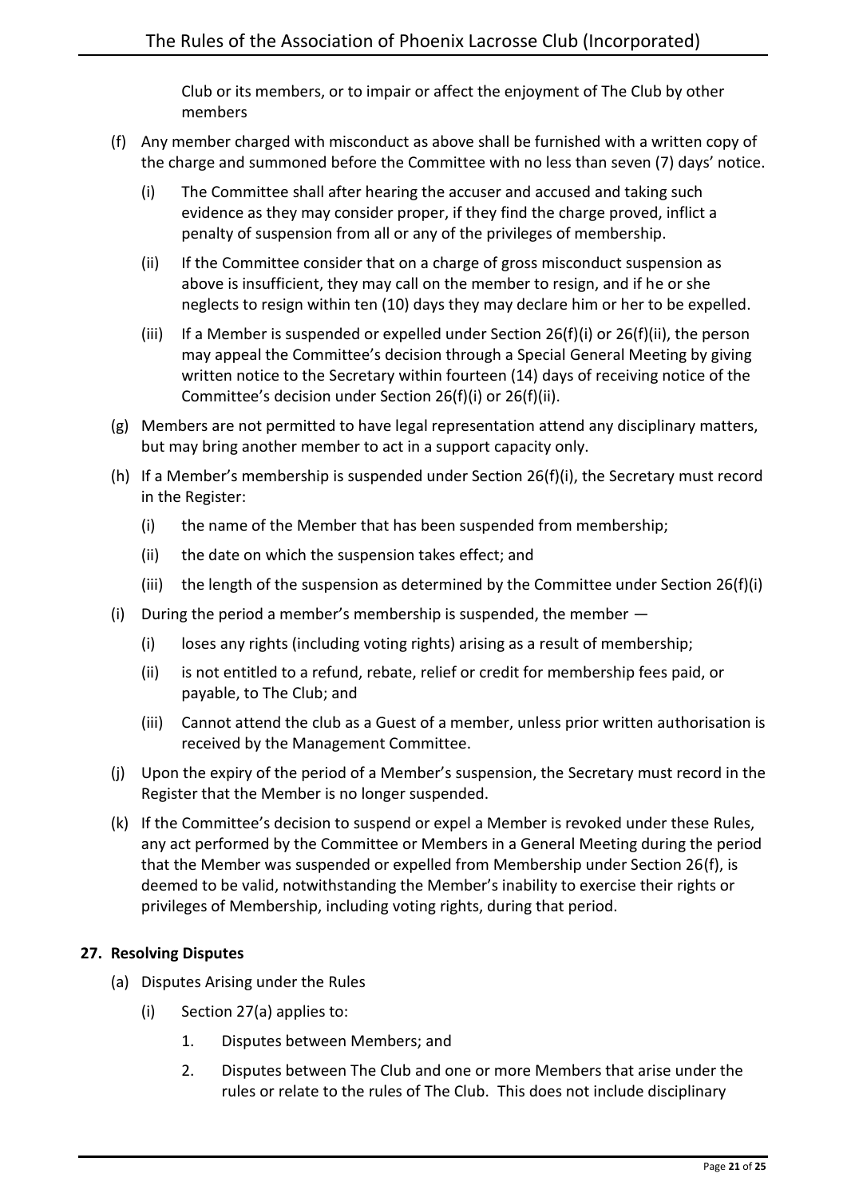Club or its members, or to impair or affect the enjoyment of The Club by other members

(f) Any member charged with misconduct as above shall be furnished with a written copy of the charge and summoned before the Committee with no less than seven (7) days' notice.

   (i) The Committee shall after hearing the accuser and accused and taking such evidence as they may consider proper, if they find the charge proved, inflict a penalty of suspension from all or any of the privileges of membership.

   (ii) If the Committee consider that on a charge of gross misconduct suspension as above is insufficient, they may call on the member to resign, and if he or she neglects to resign within ten (10) days they may declare him or her to be expelled.

   (iii) If a Member is suspended or expelled under Section 26(f)(i) or 26(f)(ii), the person may appeal the Committee's decision through a Special General Meeting by giving written notice to the Secretary within fourteen (14) days of receiving notice of the Committee's decision under Section 26(f)(i) or 26(f)(ii).

(g) Members are not permitted to have legal representation attend any disciplinary matters, but may bring another member to act in a support capacity only.

(h) If a Member's membership is suspended under Section 26(f)(i), the Secretary must record in the Register:

   (i) the name of the Member that has been suspended from membership;

   (ii) the date on which the suspension takes effect; and

   (iii) the length of the suspension as determined by the Committee under Section 26(f)(i)

(i) During the period a member's membership is suspended, the member —

   (i) loses any rights (including voting rights) arising as a result of membership;

   (ii) is not entitled to a refund, rebate, relief or credit for membership fees paid, or payable, to The Club; and

   (iii) Cannot attend the club as a Guest of a member, unless prior written authorisation is received by the Management Committee.

(j) Upon the expiry of the period of a Member's suspension, the Secretary must record in the Register that the Member is no longer suspended.

(k) If the Committee's decision to suspend or expel a Member is revoked under these Rules, any act performed by the Committee or Members in a General Meeting during the period that the Member was suspended or expelled from Membership under Section 26(f), is deemed to be valid, notwithstanding the Member's inability to exercise their rights or privileges of Membership, including voting rights, during that period.

## 27. Resolving Disputes

(a) Disputes Arising under the Rules

   (i) Section 27(a) applies to:

      1. Disputes between Members; and

      2. Disputes between The Club and one or more Members that arise under the rules or relate to the rules of The Club. This does not include disciplinary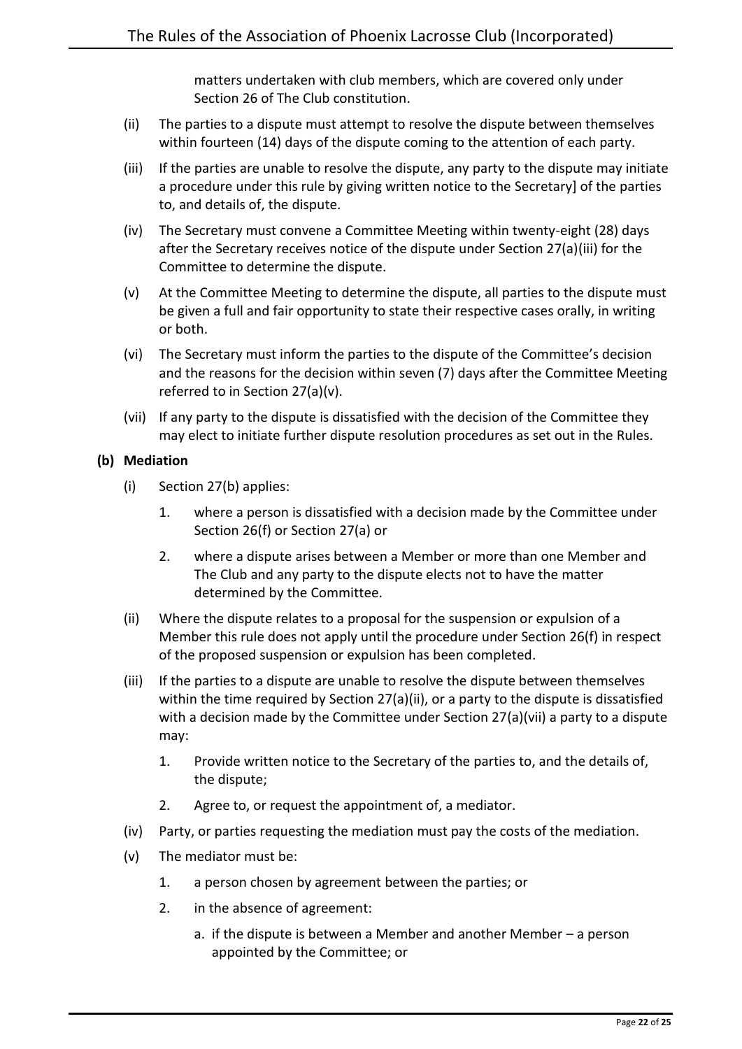matters undertaken with club members, which are covered only under Section 26 of The Club constitution.

(ii) The parties to a dispute must attempt to resolve the dispute between themselves within fourteen (14) days of the dispute coming to the attention of each party.

(iii) If the parties are unable to resolve the dispute, any party to the dispute may initiate a procedure under this rule by giving written notice to the Secretary] of the parties to, and details of, the dispute.

(iv) The Secretary must convene a Committee Meeting within twenty-eight (28) days after the Secretary receives notice of the dispute under Section 27(a)(iii) for the Committee to determine the dispute.

(v) At the Committee Meeting to determine the dispute, all parties to the dispute must be given a full and fair opportunity to state their respective cases orally, in writing or both.

(vi) The Secretary must inform the parties to the dispute of the Committee's decision and the reasons for the decision within seven (7) days after the Committee Meeting referred to in Section 27(a)(v).

(vii) If any party to the dispute is dissatisfied with the decision of the Committee they may elect to initiate further dispute resolution procedures as set out in the Rules.

**(b) Mediation**

(i) Section 27(b) applies:

1. where a person is dissatisfied with a decision made by the Committee under Section 26(f) or Section 27(a) or
2. where a dispute arises between a Member or more than one Member and The Club and any party to the dispute elects not to have the matter determined by the Committee.

(ii) Where the dispute relates to a proposal for the suspension or expulsion of a Member this rule does not apply until the procedure under Section 26(f) in respect of the proposed suspension or expulsion has been completed.

(iii) If the parties to a dispute are unable to resolve the dispute between themselves within the time required by Section 27(a)(ii), or a party to the dispute is dissatisfied with a decision made by the Committee under Section 27(a)(vii) a party to a dispute may:

1. Provide written notice to the Secretary of the parties to, and the details of, the dispute;
2. Agree to, or request the appointment of, a mediator.

(iv) Party, or parties requesting the mediation must pay the costs of the mediation.

(v) The mediator must be:

1. a person chosen by agreement between the parties; or
2. in the absence of agreement:
    a. if the dispute is between a Member and another Member – a person appointed by the Committee; or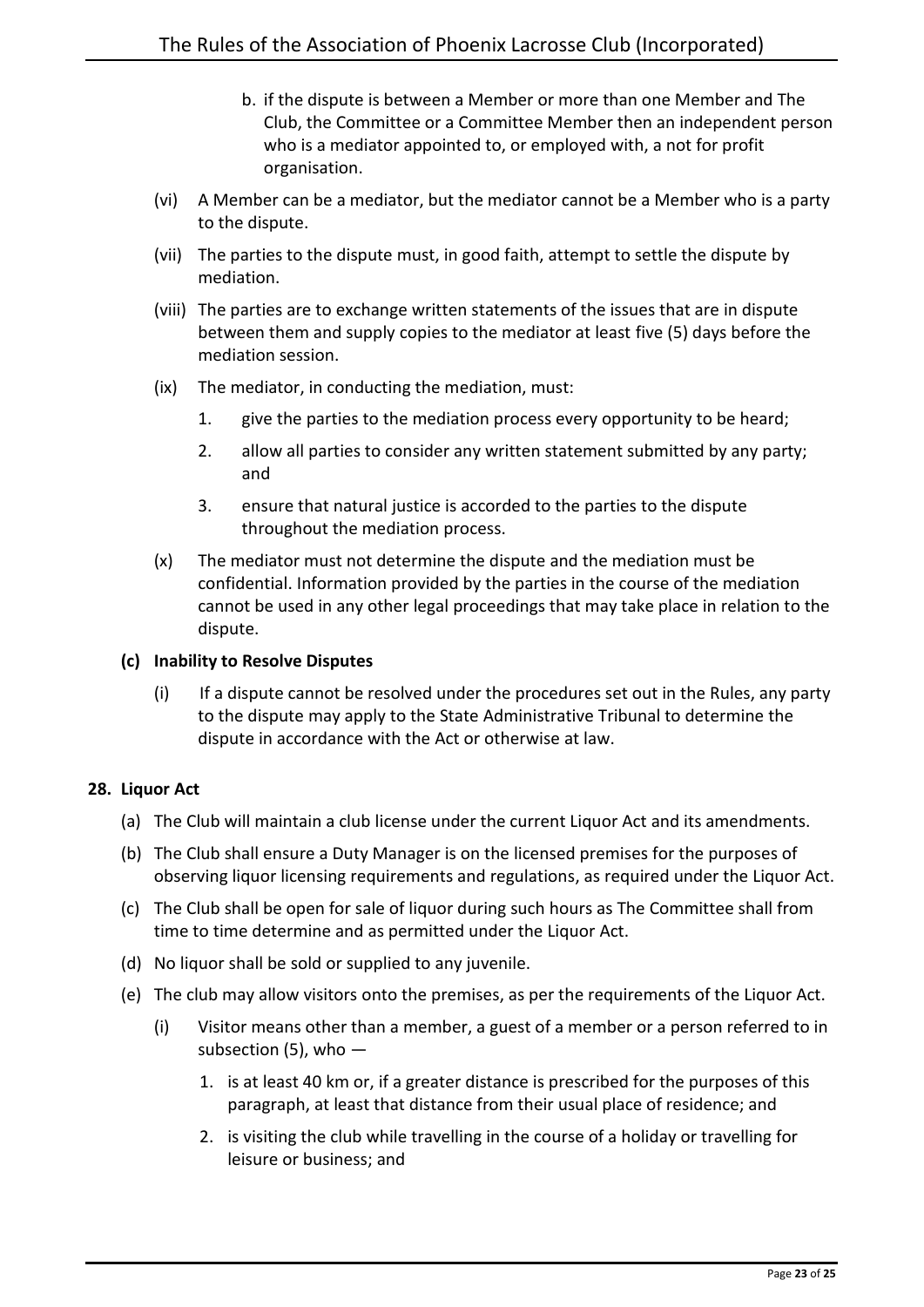b. if the dispute is between a Member or more than one Member and The Club, the Committee or a Committee Member then an independent person who is a mediator appointed to, or employed with, a not for profit organisation.

(vi) A Member can be a mediator, but the mediator cannot be a Member who is a party to the dispute.

(vii) The parties to the dispute must, in good faith, attempt to settle the dispute by mediation.

(viii) The parties are to exchange written statements of the issues that are in dispute between them and supply copies to the mediator at least five (5) days before the mediation session.

(ix) The mediator, in conducting the mediation, must:

1. give the parties to the mediation process every opportunity to be heard;
2. allow all parties to consider any written statement submitted by any party; and
3. ensure that natural justice is accorded to the parties to the dispute throughout the mediation process.

(x) The mediator must not determine the dispute and the mediation must be confidential. Information provided by the parties in the course of the mediation cannot be used in any other legal proceedings that may take place in relation to the dispute.

**(c) Inability to Resolve Disputes**

(i) If a dispute cannot be resolved under the procedures set out in the Rules, any party to the dispute may apply to the State Administrative Tribunal to determine the dispute in accordance with the Act or otherwise at law.

**28. Liquor Act**

(a) The Club will maintain a club license under the current Liquor Act and its amendments.

(b) The Club shall ensure a Duty Manager is on the licensed premises for the purposes of observing liquor licensing requirements and regulations, as required under the Liquor Act.

(c) The Club shall be open for sale of liquor during such hours as The Committee shall from time to time determine and as permitted under the Liquor Act.

(d) No liquor shall be sold or supplied to any juvenile.

(e) The club may allow visitors onto the premises, as per the requirements of the Liquor Act.

(i) Visitor means other than a member, a guest of a member or a person referred to in subsection (5), who —

1. is at least 40 km or, if a greater distance is prescribed for the purposes of this paragraph, at least that distance from their usual place of residence; and
2. is visiting the club while travelling in the course of a holiday or travelling for leisure or business; and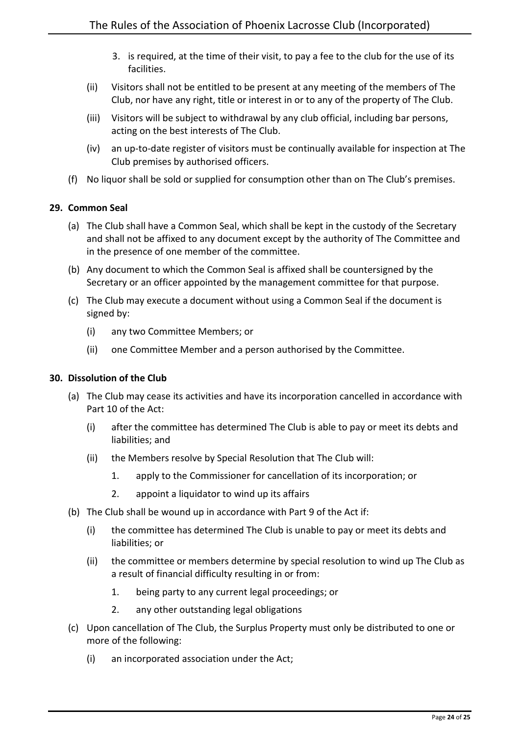3. is required, at the time of their visit, to pay a fee to the club for the use of its facilities.

(ii) Visitors shall not be entitled to be present at any meeting of the members of The Club, nor have any right, title or interest in or to any of the property of The Club.

(iii) Visitors will be subject to withdrawal by any club official, including bar persons, acting on the best interests of The Club.

(iv) an up-to-date register of visitors must be continually available for inspection at The Club premises by authorised officers.

(f) No liquor shall be sold or supplied for consumption other than on The Club's premises.

**29. Common Seal**

(a) The Club shall have a Common Seal, which shall be kept in the custody of the Secretary and shall not be affixed to any document except by the authority of The Committee and in the presence of one member of the committee.

(b) Any document to which the Common Seal is affixed shall be countersigned by the Secretary or an officer appointed by the management committee for that purpose.

(c) The Club may execute a document without using a Common Seal if the document is signed by:

(i) any two Committee Members; or

(ii) one Committee Member and a person authorised by the Committee.

**30. Dissolution of the Club**

(a) The Club may cease its activities and have its incorporation cancelled in accordance with Part 10 of the Act:

(i) after the committee has determined The Club is able to pay or meet its debts and liabilities; and

(ii) the Members resolve by Special Resolution that The Club will:

1. apply to the Commissioner for cancellation of its incorporation; or

2. appoint a liquidator to wind up its affairs

(b) The Club shall be wound up in accordance with Part 9 of the Act if:

(i) the committee has determined The Club is unable to pay or meet its debts and liabilities; or

(ii) the committee or members determine by special resolution to wind up The Club as a result of financial difficulty resulting in or from:

1. being party to any current legal proceedings; or

2. any other outstanding legal obligations

(c) Upon cancellation of The Club, the Surplus Property must only be distributed to one or more of the following:

(i) an incorporated association under the Act;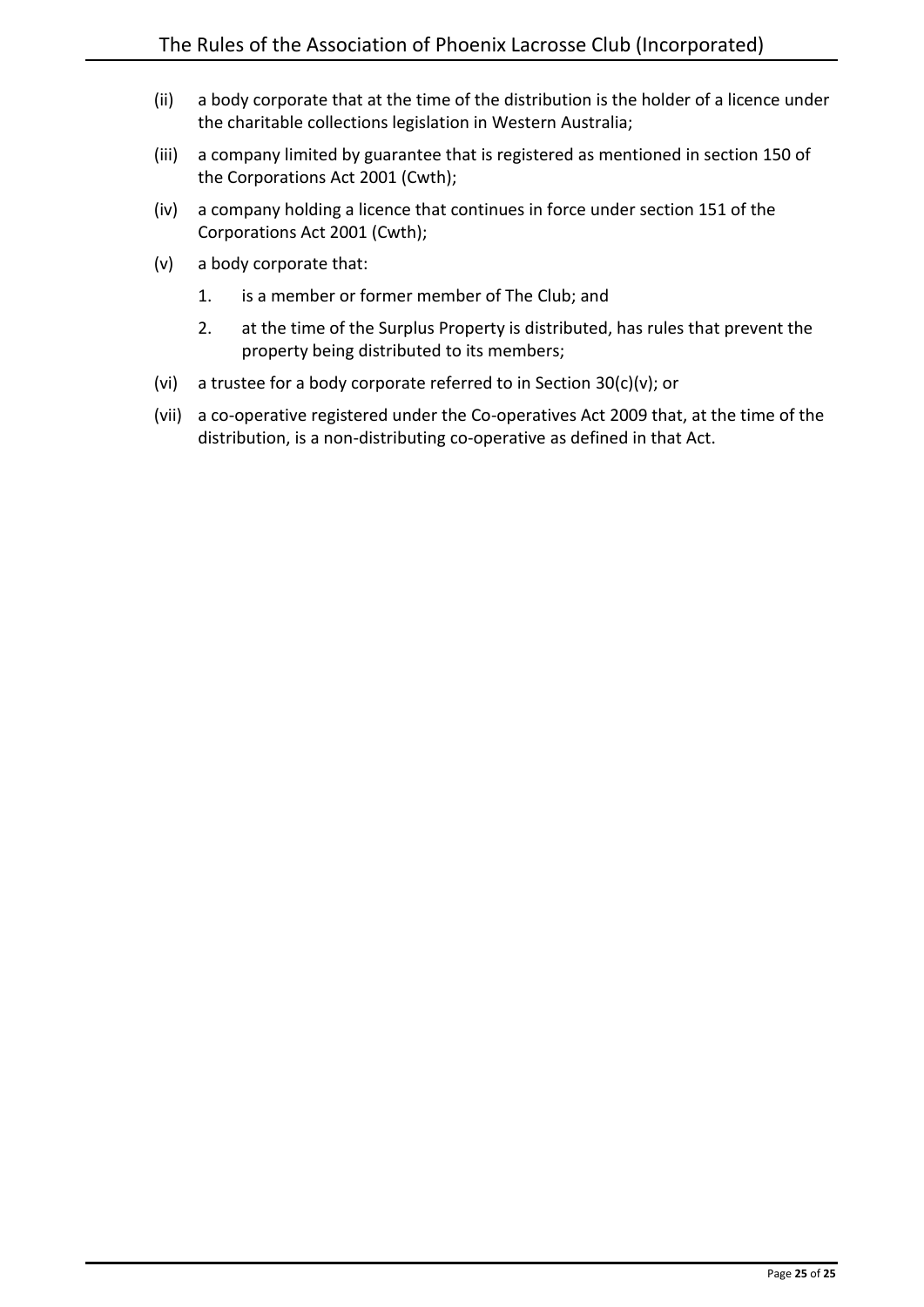(ii) a body corporate that at the time of the distribution is the holder of a licence under the charitable collections legislation in Western Australia;

(iii) a company limited by guarantee that is registered as mentioned in section 150 of the Corporations Act 2001 (Cwth);

(iv) a company holding a licence that continues in force under section 151 of the Corporations Act 2001 (Cwth);

(v) a body corporate that:

1. is a member or former member of The Club; and
2. at the time of the Surplus Property is distributed, has rules that prevent the property being distributed to its members;

(vi) a trustee for a body corporate referred to in Section 30(c)(v); or

(vii) a co-operative registered under the Co-operatives Act 2009 that, at the time of the distribution, is a non-distributing co-operative as defined in that Act.